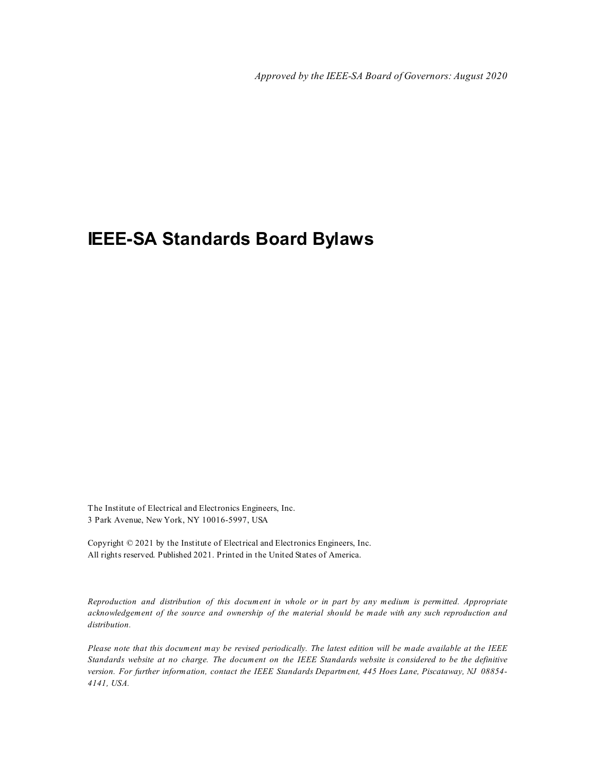*Approved by the IEEE-SA Board of Governors: August 2020*

# IEEE-SA Standards Board Bylaws

The Institute of Electrical and Electronics Engineers, Inc.
3 Park Avenue, New York, NY 10016-5997, USA

Copyright © 2021 by the Institute of Electrical and Electronics Engineers, Inc.
All rights reserved. Published 2021. Printed in the United States of America.

*Reproduction and distribution of this document in whole or in part by any medium is permitted. Appropriate acknowledgement of the source and ownership of the material should be made with any such reproduction and distribution.*

*Please note that this document may be revised periodically. The latest edition will be made available at the IEEE Standards website at no charge. The document on the IEEE Standards website is considered to be the definitive version. For further information, contact the IEEE Standards Department, 445 Hoes Lane, Piscataway, NJ 08854-4141, USA.*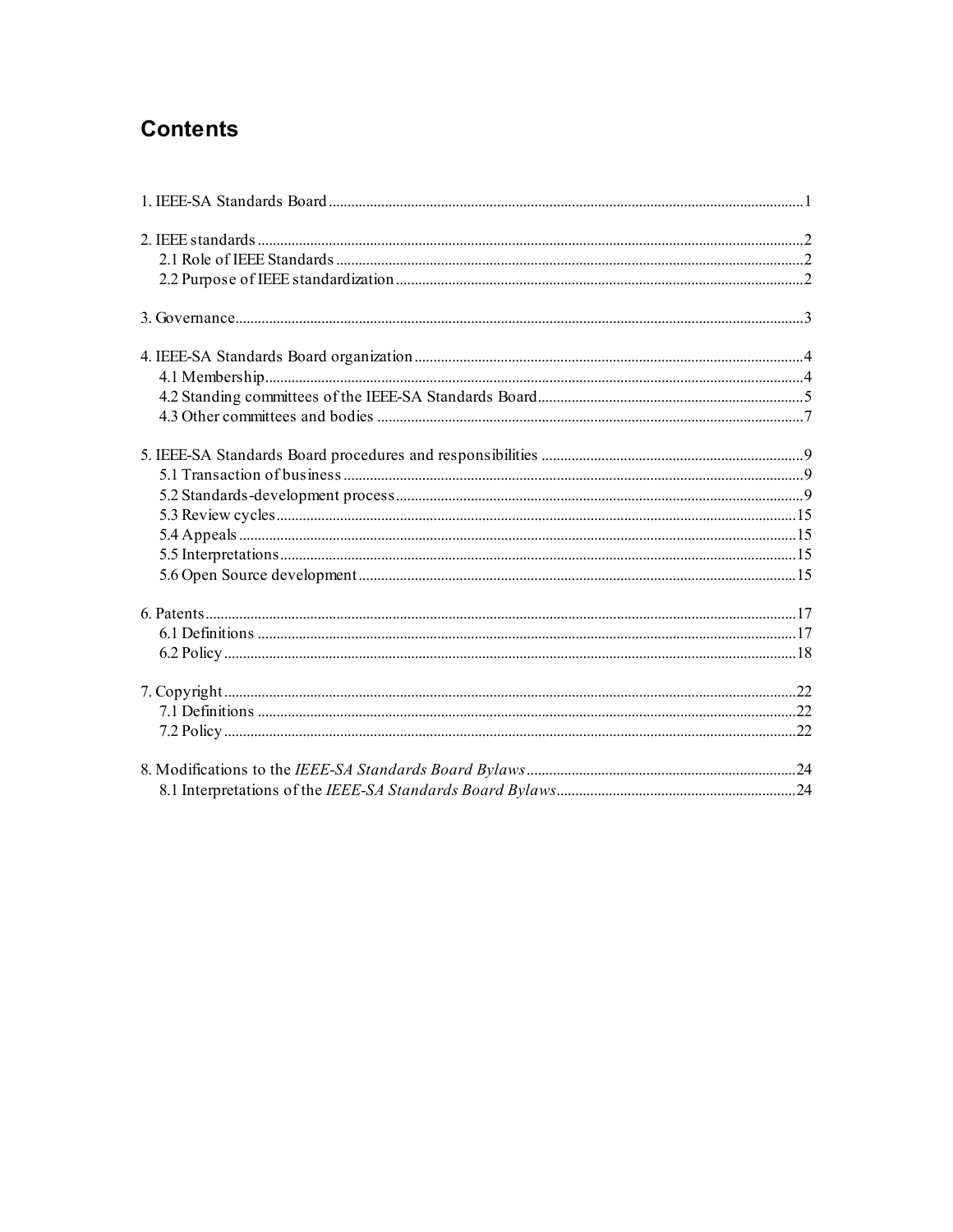# Contents

1. IEEE-SA Standards Board ............................................................................................................................1

2. IEEE standards ...............................................................................................................................................2
   - 2.1 Role of IEEE Standards ..........................................................................................................................2
   - 2.2 Purpose of IEEE standardization ...........................................................................................................2

3. Governance......................................................................................................................................................3

4. IEEE-SA Standards Board organization ......................................................................................................4
   - 4.1 Membership.............................................................................................................................................4
   - 4.2 Standing committees of the IEEE-SA Standards Board.......................................................................5
   - 4.3 Other committees and bodies ................................................................................................................7

5. IEEE-SA Standards Board procedures and responsibilities .....................................................................9
   - 5.1 Transaction of business .........................................................................................................................9
   - 5.2 Standards-development process ...........................................................................................................9
   - 5.3 Review cycles.........................................................................................................................................15
   - 5.4 Appeals ...................................................................................................................................................15
   - 5.5 Interpretations........................................................................................................................................15
   - 5.6 Open Source development ...................................................................................................................15

6. Patents ............................................................................................................................................................17
   - 6.1 Definitions .............................................................................................................................................17
   - 6.2 Policy ......................................................................................................................................................18

7. Copyright .......................................................................................................................................................22
   - 7.1 Definitions .............................................................................................................................................22
   - 7.2 Policy ......................................................................................................................................................22

8. Modifications to the *IEEE-SA Standards Board Bylaws* .......................................................................24
   - 8.1 Interpretations of the *IEEE-SA Standards Board Bylaws*...............................................................24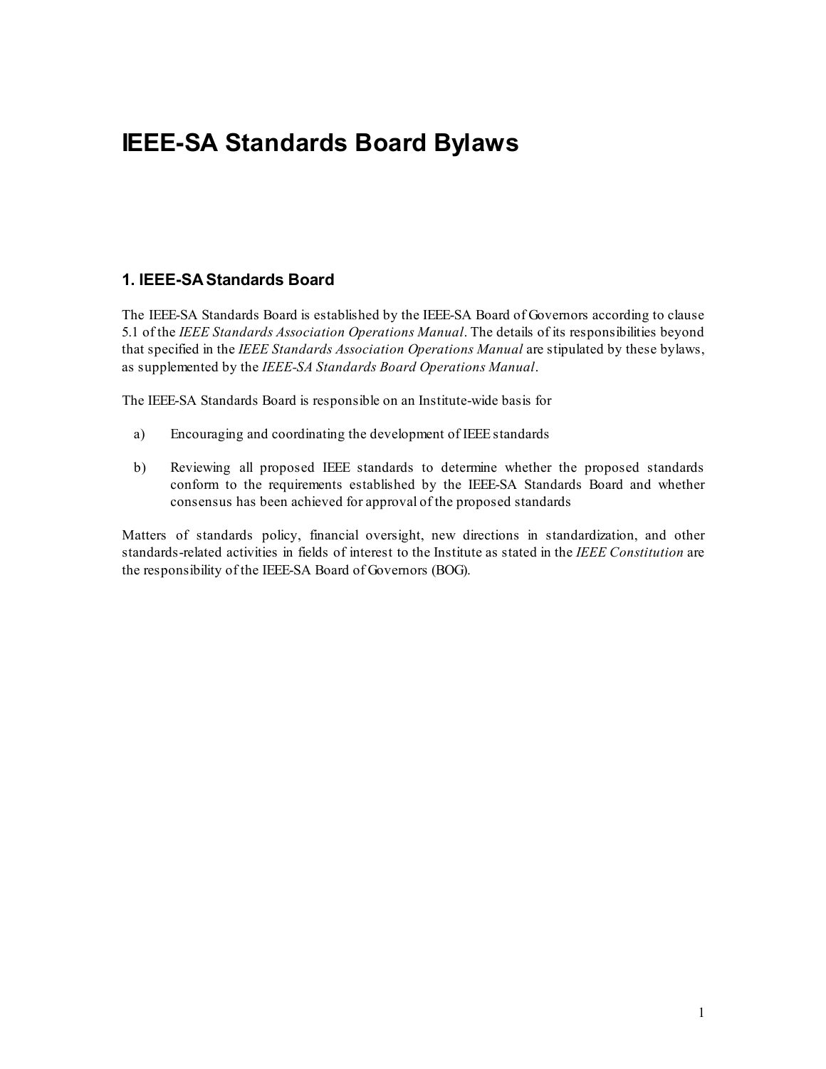# IEEE-SA Standards Board Bylaws

## 1. IEEE-SA Standards Board

The IEEE-SA Standards Board is established by the IEEE-SA Board of Governors according to clause 5.1 of the *IEEE Standards Association Operations Manual*. The details of its responsibilities beyond that specified in the *IEEE Standards Association Operations Manual* are stipulated by these bylaws, as supplemented by the *IEEE-SA Standards Board Operations Manual*.

The IEEE-SA Standards Board is responsible on an Institute-wide basis for

a) Encouraging and coordinating the development of IEEE standards

b) Reviewing all proposed IEEE standards to determine whether the proposed standards conform to the requirements established by the IEEE-SA Standards Board and whether consensus has been achieved for approval of the proposed standards

Matters of standards policy, financial oversight, new directions in standardization, and other standards-related activities in fields of interest to the Institute as stated in the *IEEE Constitution* are the responsibility of the IEEE-SA Board of Governors (BOG).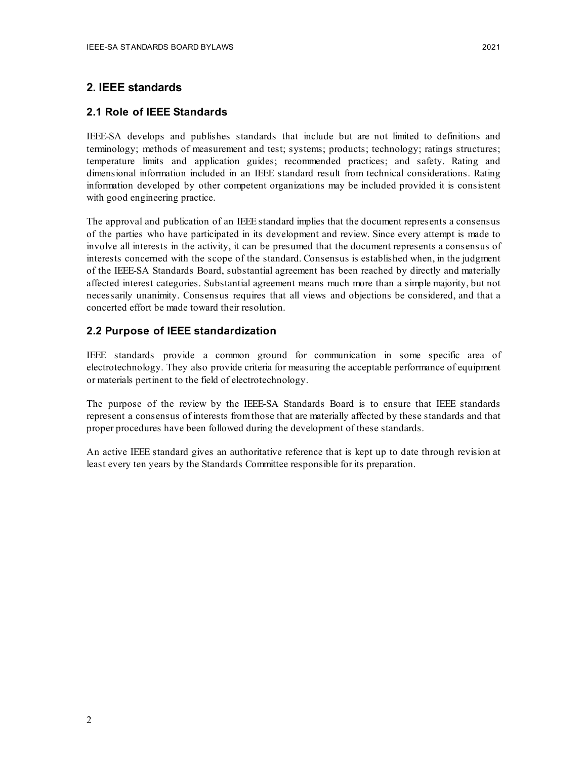# 2. IEEE standards

## 2.1 Role of IEEE Standards

IEEE-SA develops and publishes standards that include but are not limited to definitions and terminology; methods of measurement and test; systems; products; technology; ratings structures; temperature limits and application guides; recommended practices; and safety. Rating and dimensional information included in an IEEE standard result from technical considerations. Rating information developed by other competent organizations may be included provided it is consistent with good engineering practice.

The approval and publication of an IEEE standard implies that the document represents a consensus of the parties who have participated in its development and review. Since every attempt is made to involve all interests in the activity, it can be presumed that the document represents a consensus of interests concerned with the scope of the standard. Consensus is established when, in the judgment of the IEEE-SA Standards Board, substantial agreement has been reached by directly and materially affected interest categories. Substantial agreement means much more than a simple majority, but not necessarily unanimity. Consensus requires that all views and objections be considered, and that a concerted effort be made toward their resolution.

## 2.2 Purpose of IEEE standardization

IEEE standards provide a common ground for communication in some specific area of electrotechnology. They also provide criteria for measuring the acceptable performance of equipment or materials pertinent to the field of electrotechnology.

The purpose of the review by the IEEE-SA Standards Board is to ensure that IEEE standards represent a consensus of interests from those that are materially affected by these standards and that proper procedures have been followed during the development of these standards.

An active IEEE standard gives an authoritative reference that is kept up to date through revision at least every ten years by the Standards Committee responsible for its preparation.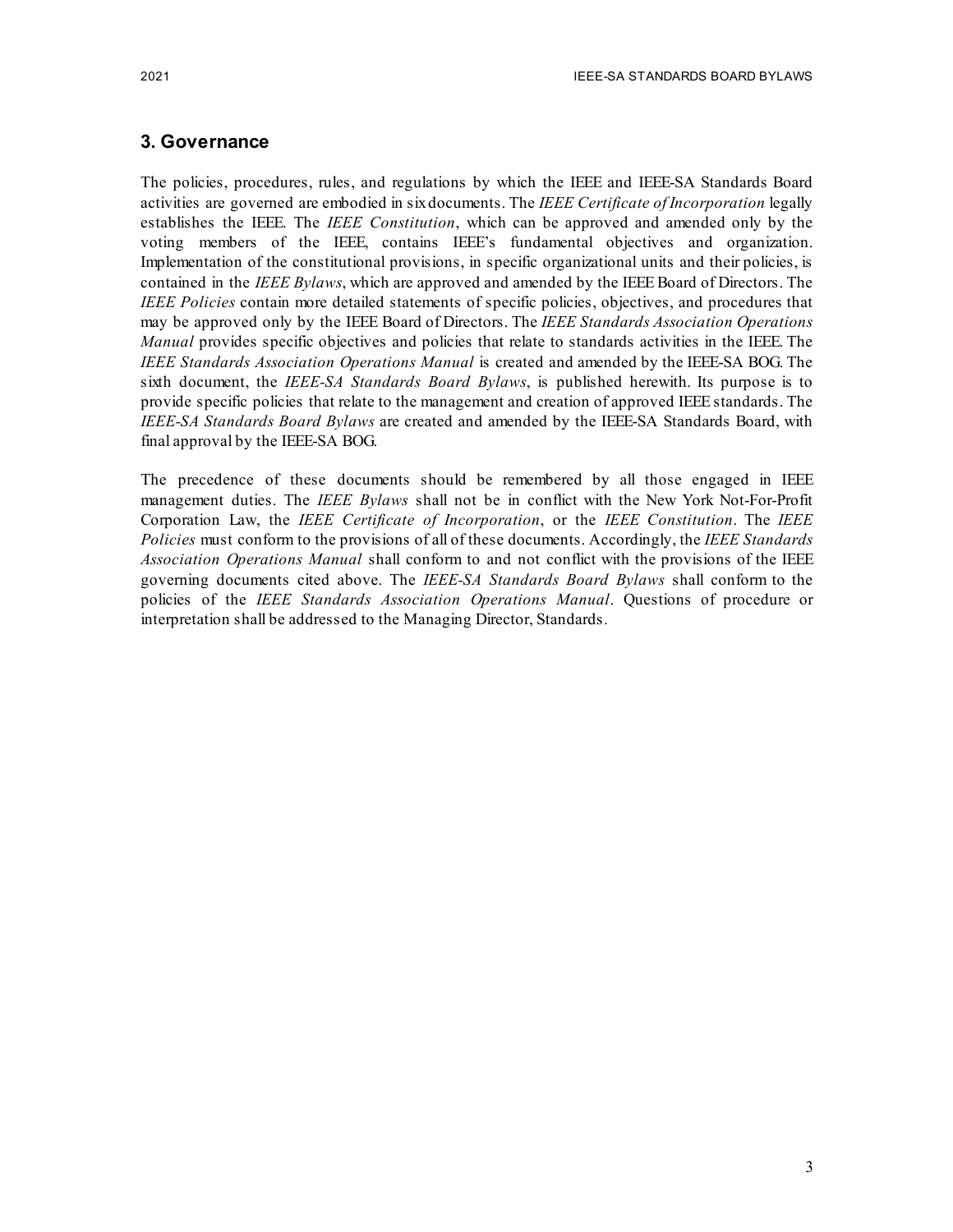## 3. Governance

The policies, procedures, rules, and regulations by which the IEEE and IEEE-SA Standards Board activities are governed are embodied in six documents. The *IEEE Certificate of Incorporation* legally establishes the IEEE. The *IEEE Constitution*, which can be approved and amended only by the voting members of the IEEE, contains IEEE's fundamental objectives and organization. Implementation of the constitutional provisions, in specific organizational units and their policies, is contained in the *IEEE Bylaws*, which are approved and amended by the IEEE Board of Directors. The *IEEE Policies* contain more detailed statements of specific policies, objectives, and procedures that may be approved only by the IEEE Board of Directors. The *IEEE Standards Association Operations Manual* provides specific objectives and policies that relate to standards activities in the IEEE. The *IEEE Standards Association Operations Manual* is created and amended by the IEEE-SA BOG. The sixth document, the *IEEE-SA Standards Board Bylaws*, is published herewith. Its purpose is to provide specific policies that relate to the management and creation of approved IEEE standards. The *IEEE-SA Standards Board Bylaws* are created and amended by the IEEE-SA Standards Board, with final approval by the IEEE-SA BOG.

The precedence of these documents should be remembered by all those engaged in IEEE management duties. The *IEEE Bylaws* shall not be in conflict with the New York Not-For-Profit Corporation Law, the *IEEE Certificate of Incorporation*, or the *IEEE Constitution*. The *IEEE Policies* must conform to the provisions of all of these documents. Accordingly, the *IEEE Standards Association Operations Manual* shall conform to and not conflict with the provisions of the IEEE governing documents cited above. The *IEEE-SA Standards Board Bylaws* shall conform to the policies of the *IEEE Standards Association Operations Manual*. Questions of procedure or interpretation shall be addressed to the Managing Director, Standards.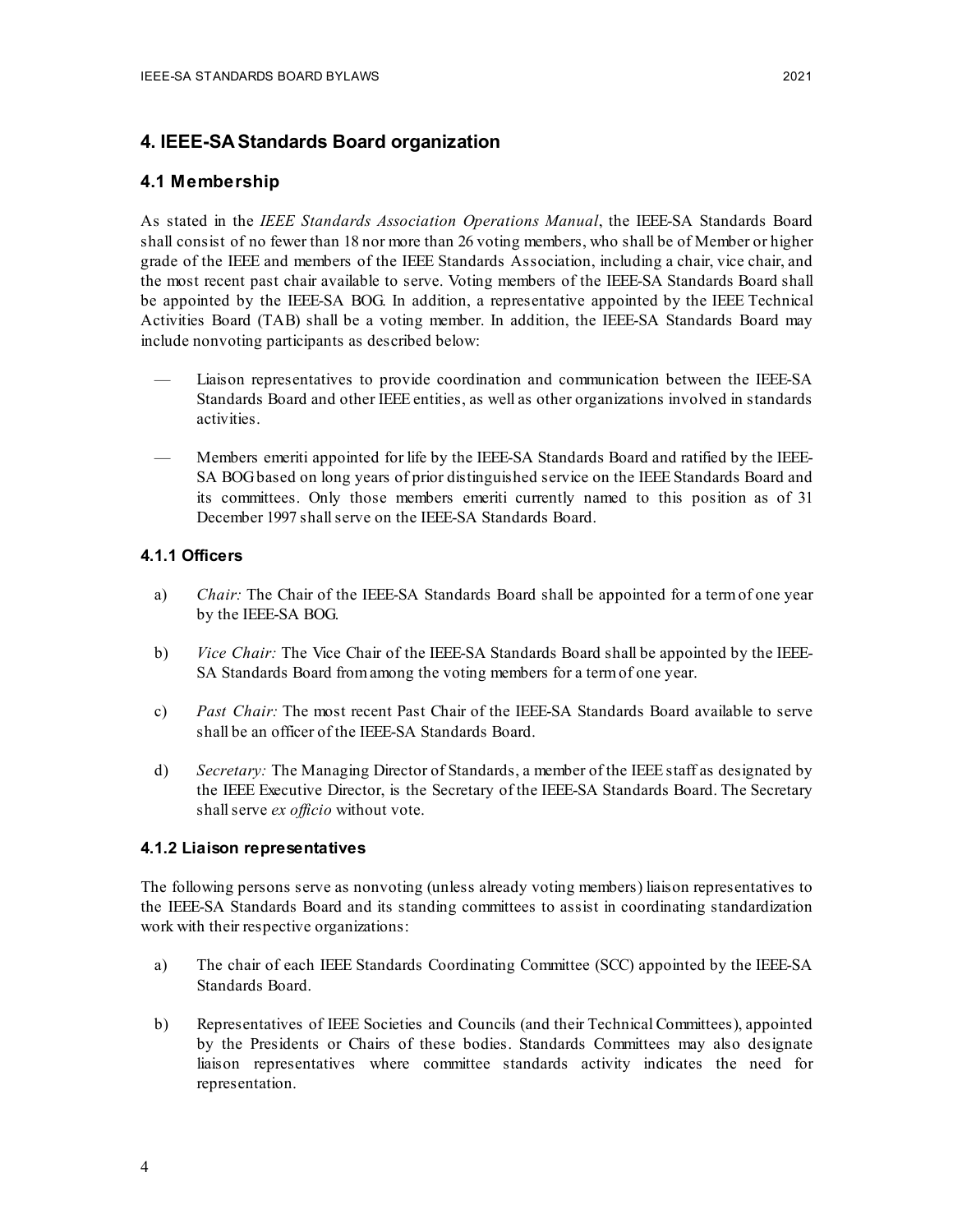# 4. IEEE-SA Standards Board organization

## 4.1 Membership

As stated in the *IEEE Standards Association Operations Manual*, the IEEE-SA Standards Board shall consist of no fewer than 18 nor more than 26 voting members, who shall be of Member or higher grade of the IEEE and members of the IEEE Standards Association, including a chair, vice chair, and the most recent past chair available to serve. Voting members of the IEEE-SA Standards Board shall be appointed by the IEEE-SA BOG. In addition, a representative appointed by the IEEE Technical Activities Board (TAB) shall be a voting member. In addition, the IEEE-SA Standards Board may include nonvoting participants as described below:

- Liaison representatives to provide coordination and communication between the IEEE-SA Standards Board and other IEEE entities, as well as other organizations involved in standards activities.
- Members emeriti appointed for life by the IEEE-SA Standards Board and ratified by the IEEE-SA BOG based on long years of prior distinguished service on the IEEE Standards Board and its committees. Only those members emeriti currently named to this position as of 31 December 1997 shall serve on the IEEE-SA Standards Board.

### 4.1.1 Officers

a) *Chair:* The Chair of the IEEE-SA Standards Board shall be appointed for a term of one year by the IEEE-SA BOG.

b) *Vice Chair:* The Vice Chair of the IEEE-SA Standards Board shall be appointed by the IEEE-SA Standards Board from among the voting members for a term of one year.

c) *Past Chair:* The most recent Past Chair of the IEEE-SA Standards Board available to serve shall be an officer of the IEEE-SA Standards Board.

d) *Secretary:* The Managing Director of Standards, a member of the IEEE staff as designated by the IEEE Executive Director, is the Secretary of the IEEE-SA Standards Board. The Secretary shall serve *ex officio* without vote.

### 4.1.2 Liaison representatives

The following persons serve as nonvoting (unless already voting members) liaison representatives to the IEEE-SA Standards Board and its standing committees to assist in coordinating standardization work with their respective organizations:

a) The chair of each IEEE Standards Coordinating Committee (SCC) appointed by the IEEE-SA Standards Board.

b) Representatives of IEEE Societies and Councils (and their Technical Committees), appointed by the Presidents or Chairs of these bodies. Standards Committees may also designate liaison representatives where committee standards activity indicates the need for representation.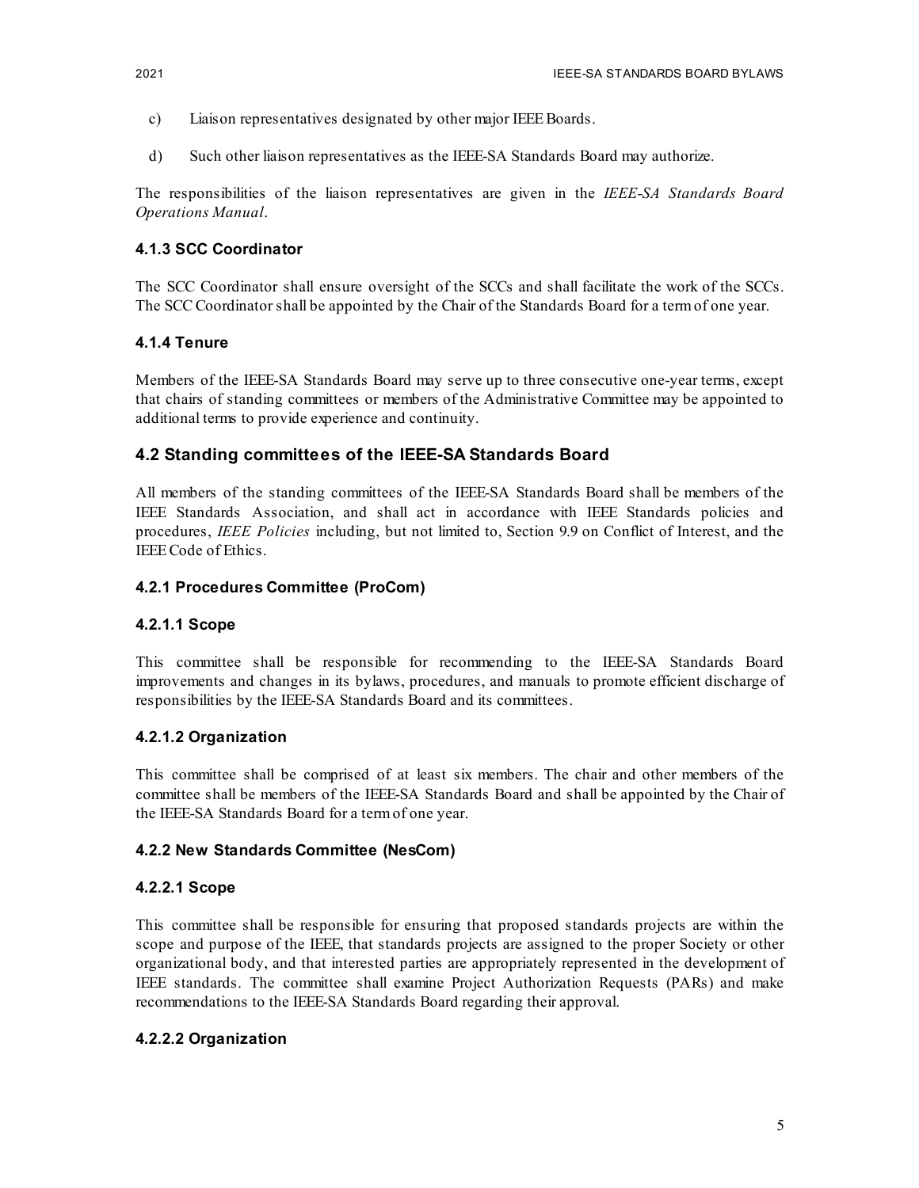c) Liaison representatives designated by other major IEEE Boards.

d) Such other liaison representatives as the IEEE-SA Standards Board may authorize.

The responsibilities of the liaison representatives are given in the *IEEE-SA Standards Board Operations Manual*.

#### 4.1.3 SCC Coordinator

The SCC Coordinator shall ensure oversight of the SCCs and shall facilitate the work of the SCCs. The SCC Coordinator shall be appointed by the Chair of the Standards Board for a term of one year.

#### 4.1.4 Tenure

Members of the IEEE-SA Standards Board may serve up to three consecutive one-year terms, except that chairs of standing committees or members of the Administrative Committee may be appointed to additional terms to provide experience and continuity.

### 4.2 Standing committees of the IEEE-SA Standards Board

All members of the standing committees of the IEEE-SA Standards Board shall be members of the IEEE Standards Association, and shall act in accordance with IEEE Standards policies and procedures, *IEEE Policies* including, but not limited to, Section 9.9 on Conflict of Interest, and the IEEE Code of Ethics.

#### 4.2.1 Procedures Committee (ProCom)

#### 4.2.1.1 Scope

This committee shall be responsible for recommending to the IEEE-SA Standards Board improvements and changes in its bylaws, procedures, and manuals to promote efficient discharge of responsibilities by the IEEE-SA Standards Board and its committees.

#### 4.2.1.2 Organization

This committee shall be comprised of at least six members. The chair and other members of the committee shall be members of the IEEE-SA Standards Board and shall be appointed by the Chair of the IEEE-SA Standards Board for a term of one year.

#### 4.2.2 New Standards Committee (NesCom)

#### 4.2.2.1 Scope

This committee shall be responsible for ensuring that proposed standards projects are within the scope and purpose of the IEEE, that standards projects are assigned to the proper Society or other organizational body, and that interested parties are appropriately represented in the development of IEEE standards. The committee shall examine Project Authorization Requests (PARs) and make recommendations to the IEEE-SA Standards Board regarding their approval.

#### 4.2.2.2 Organization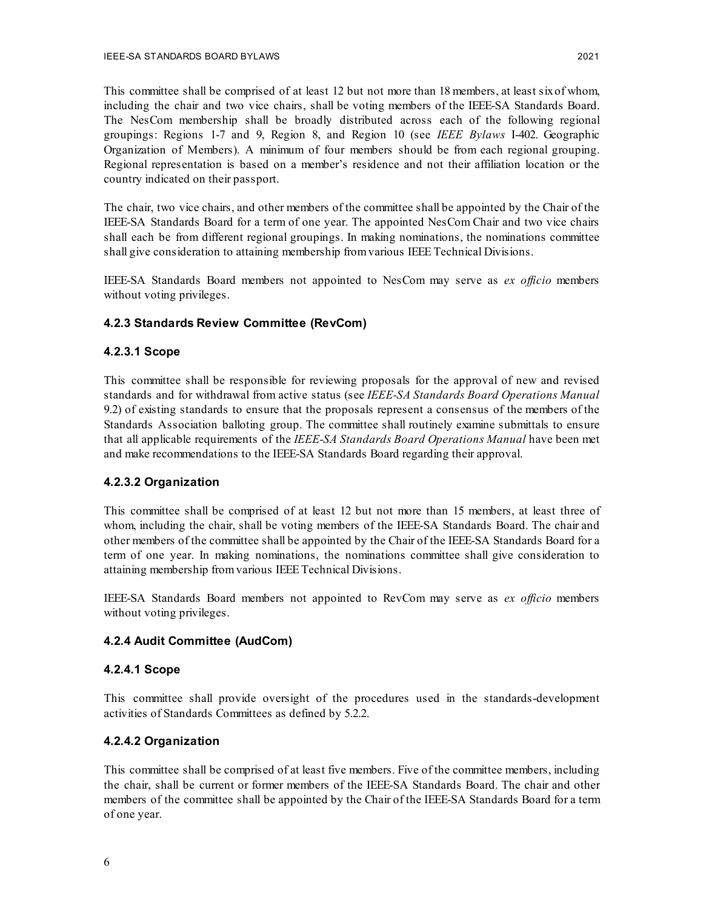This committee shall be comprised of at least 12 but not more than 18 members, at least six of whom, including the chair and two vice chairs, shall be voting members of the IEEE-SA Standards Board. The NesCom membership shall be broadly distributed across each of the following regional groupings: Regions 1-7 and 9, Region 8, and Region 10 (see *IEEE Bylaws* I-402. Geographic Organization of Members). A minimum of four members should be from each regional grouping. Regional representation is based on a member's residence and not their affiliation location or the country indicated on their passport.

The chair, two vice chairs, and other members of the committee shall be appointed by the Chair of the IEEE-SA Standards Board for a term of one year. The appointed NesCom Chair and two vice chairs shall each be from different regional groupings. In making nominations, the nominations committee shall give consideration to attaining membership from various IEEE Technical Divisions.

IEEE-SA Standards Board members not appointed to NesCom may serve as *ex officio* members without voting privileges.

### 4.2.3 Standards Review Committee (RevCom)

#### 4.2.3.1 Scope

This committee shall be responsible for reviewing proposals for the approval of new and revised standards and for withdrawal from active status (see *IEEE-SA Standards Board Operations Manual* 9.2) of existing standards to ensure that the proposals represent a consensus of the members of the Standards Association balloting group. The committee shall routinely examine submittals to ensure that all applicable requirements of the *IEEE-SA Standards Board Operations Manual* have been met and make recommendations to the IEEE-SA Standards Board regarding their approval.

#### 4.2.3.2 Organization

This committee shall be comprised of at least 12 but not more than 15 members, at least three of whom, including the chair, shall be voting members of the IEEE-SA Standards Board. The chair and other members of the committee shall be appointed by the Chair of the IEEE-SA Standards Board for a term of one year. In making nominations, the nominations committee shall give consideration to attaining membership from various IEEE Technical Divisions.

IEEE-SA Standards Board members not appointed to RevCom may serve as *ex officio* members without voting privileges.

### 4.2.4 Audit Committee (AudCom)

#### 4.2.4.1 Scope

This committee shall provide oversight of the procedures used in the standards-development activities of Standards Committees as defined by 5.2.2.

#### 4.2.4.2 Organization

This committee shall be comprised of at least five members. Five of the committee members, including the chair, shall be current or former members of the IEEE-SA Standards Board. The chair and other members of the committee shall be appointed by the Chair of the IEEE-SA Standards Board for a term of one year.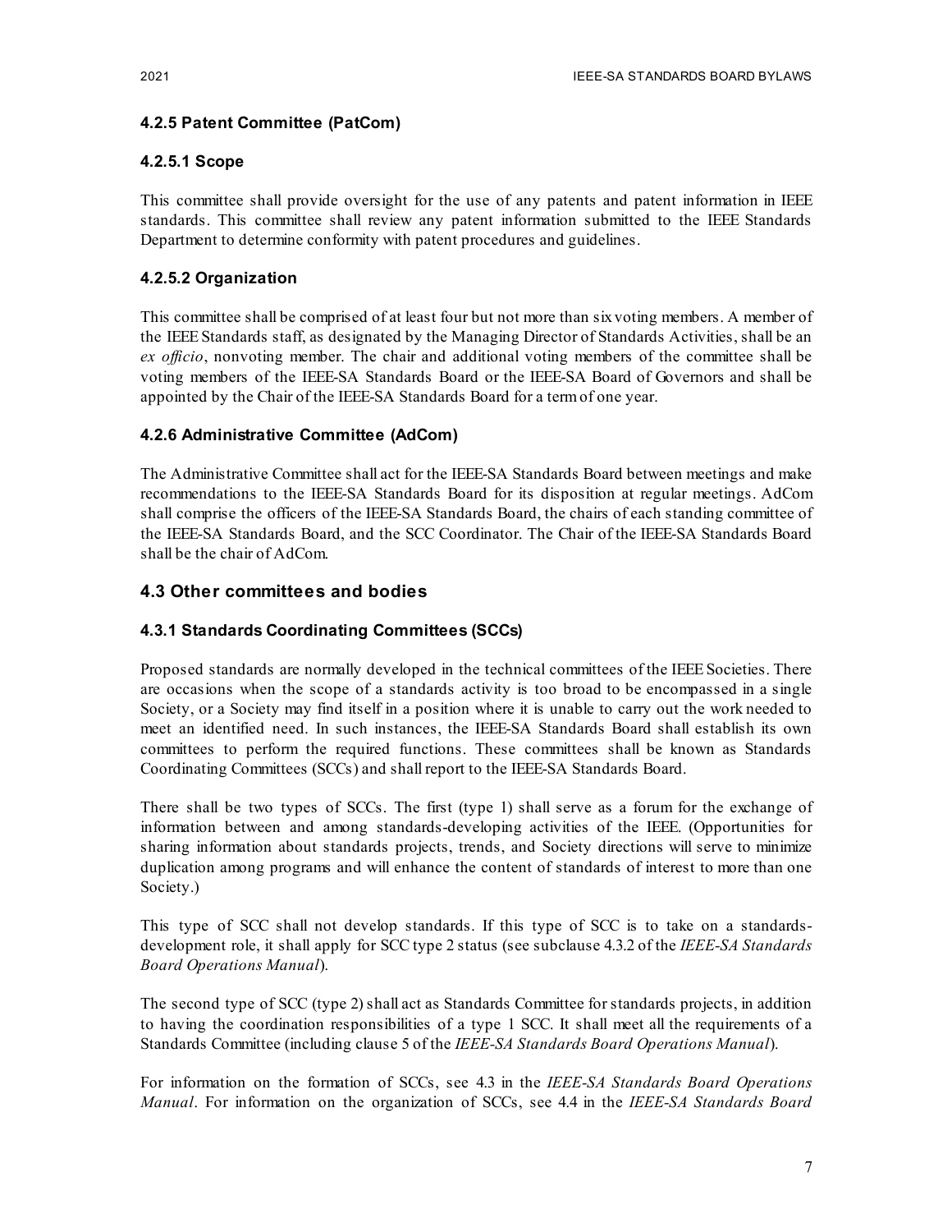### 4.2.5 Patent Committee (PatCom)

#### 4.2.5.1 Scope

This committee shall provide oversight for the use of any patents and patent information in IEEE standards. This committee shall review any patent information submitted to the IEEE Standards Department to determine conformity with patent procedures and guidelines.

#### 4.2.5.2 Organization

This committee shall be comprised of at least four but not more than six voting members. A member of the IEEE Standards staff, as designated by the Managing Director of Standards Activities, shall be an *ex officio*, nonvoting member. The chair and additional voting members of the committee shall be voting members of the IEEE-SA Standards Board or the IEEE-SA Board of Governors and shall be appointed by the Chair of the IEEE-SA Standards Board for a term of one year.

### 4.2.6 Administrative Committee (AdCom)

The Administrative Committee shall act for the IEEE-SA Standards Board between meetings and make recommendations to the IEEE-SA Standards Board for its disposition at regular meetings. AdCom shall comprise the officers of the IEEE-SA Standards Board, the chairs of each standing committee of the IEEE-SA Standards Board, and the SCC Coordinator. The Chair of the IEEE-SA Standards Board shall be the chair of AdCom.

## 4.3 Other committees and bodies

### 4.3.1 Standards Coordinating Committees (SCCs)

Proposed standards are normally developed in the technical committees of the IEEE Societies. There are occasions when the scope of a standards activity is too broad to be encompassed in a single Society, or a Society may find itself in a position where it is unable to carry out the work needed to meet an identified need. In such instances, the IEEE-SA Standards Board shall establish its own committees to perform the required functions. These committees shall be known as Standards Coordinating Committees (SCCs) and shall report to the IEEE-SA Standards Board.

There shall be two types of SCCs. The first (type 1) shall serve as a forum for the exchange of information between and among standards-developing activities of the IEEE. (Opportunities for sharing information about standards projects, trends, and Society directions will serve to minimize duplication among programs and will enhance the content of standards of interest to more than one Society.)

This type of SCC shall not develop standards. If this type of SCC is to take on a standards-development role, it shall apply for SCC type 2 status (see subclause 4.3.2 of the *IEEE-SA Standards Board Operations Manual*).

The second type of SCC (type 2) shall act as Standards Committee for standards projects, in addition to having the coordination responsibilities of a type 1 SCC. It shall meet all the requirements of a Standards Committee (including clause 5 of the *IEEE-SA Standards Board Operations Manual*).

For information on the formation of SCCs, see 4.3 in the *IEEE-SA Standards Board Operations Manual*. For information on the organization of SCCs, see 4.4 in the *IEEE-SA Standards Board*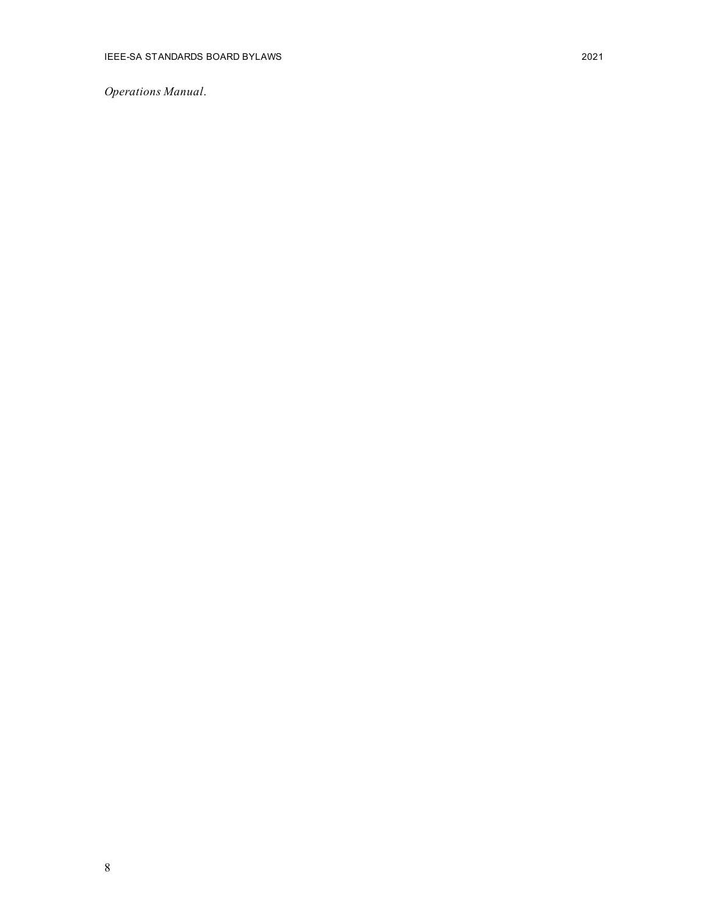*Operations Manual*.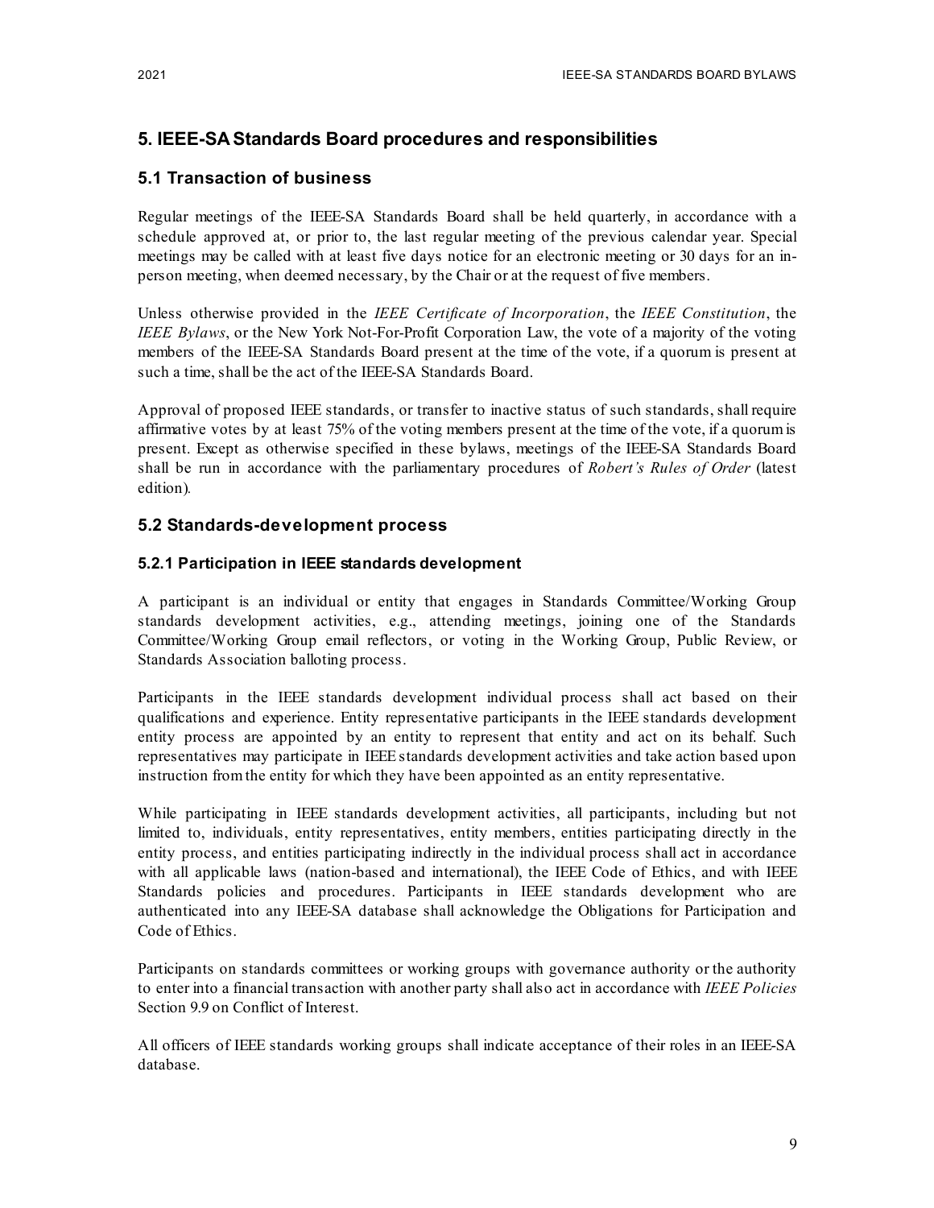## 5. IEEE-SA Standards Board procedures and responsibilities

### 5.1 Transaction of business

Regular meetings of the IEEE-SA Standards Board shall be held quarterly, in accordance with a schedule approved at, or prior to, the last regular meeting of the previous calendar year. Special meetings may be called with at least five days notice for an electronic meeting or 30 days for an in-person meeting, when deemed necessary, by the Chair or at the request of five members.

Unless otherwise provided in the *IEEE Certificate of Incorporation*, the *IEEE Constitution*, the *IEEE Bylaws*, or the New York Not-For-Profit Corporation Law, the vote of a majority of the voting members of the IEEE-SA Standards Board present at the time of the vote, if a quorum is present at such a time, shall be the act of the IEEE-SA Standards Board.

Approval of proposed IEEE standards, or transfer to inactive status of such standards, shall require affirmative votes by at least 75% of the voting members present at the time of the vote, if a quorum is present. Except as otherwise specified in these bylaws, meetings of the IEEE-SA Standards Board shall be run in accordance with the parliamentary procedures of *Robert's Rules of Order* (latest edition).

### 5.2 Standards-development process

#### 5.2.1 Participation in IEEE standards development

A participant is an individual or entity that engages in Standards Committee/Working Group standards development activities, e.g., attending meetings, joining one of the Standards Committee/Working Group email reflectors, or voting in the Working Group, Public Review, or Standards Association balloting process.

Participants in the IEEE standards development individual process shall act based on their qualifications and experience. Entity representative participants in the IEEE standards development entity process are appointed by an entity to represent that entity and act on its behalf. Such representatives may participate in IEEE standards development activities and take action based upon instruction from the entity for which they have been appointed as an entity representative.

While participating in IEEE standards development activities, all participants, including but not limited to, individuals, entity representatives, entity members, entities participating directly in the entity process, and entities participating indirectly in the individual process shall act in accordance with all applicable laws (nation-based and international), the IEEE Code of Ethics, and with IEEE Standards policies and procedures. Participants in IEEE standards development who are authenticated into any IEEE-SA database shall acknowledge the Obligations for Participation and Code of Ethics.

Participants on standards committees or working groups with governance authority or the authority to enter into a financial transaction with another party shall also act in accordance with *IEEE Policies* Section 9.9 on Conflict of Interest.

All officers of IEEE standards working groups shall indicate acceptance of their roles in an IEEE-SA database.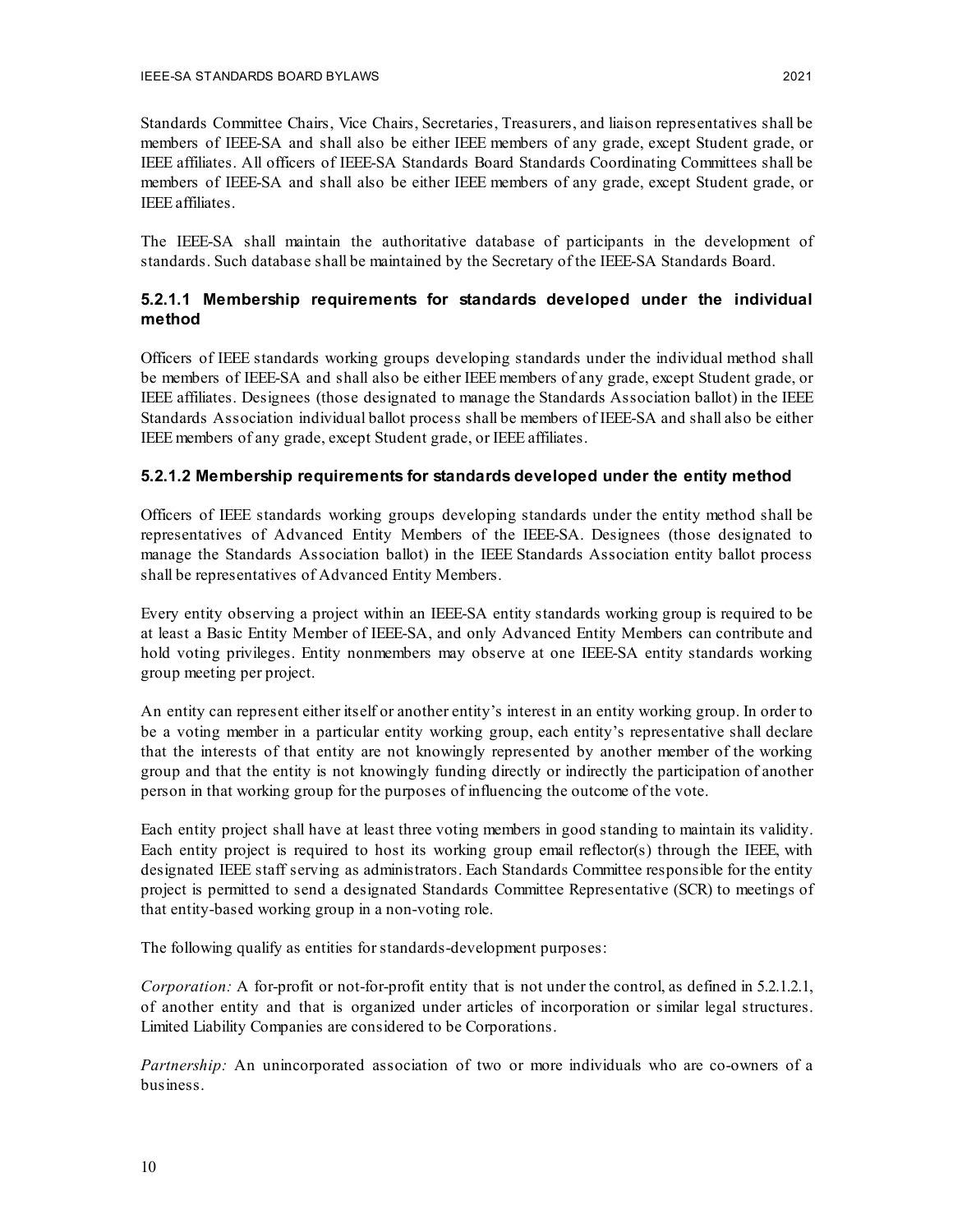Standards Committee Chairs, Vice Chairs, Secretaries, Treasurers, and liaison representatives shall be members of IEEE-SA and shall also be either IEEE members of any grade, except Student grade, or IEEE affiliates. All officers of IEEE-SA Standards Board Standards Coordinating Committees shall be members of IEEE-SA and shall also be either IEEE members of any grade, except Student grade, or IEEE affiliates.

The IEEE-SA shall maintain the authoritative database of participants in the development of standards. Such database shall be maintained by the Secretary of the IEEE-SA Standards Board.

#### 5.2.1.1 Membership requirements for standards developed under the individual method

Officers of IEEE standards working groups developing standards under the individual method shall be members of IEEE-SA and shall also be either IEEE members of any grade, except Student grade, or IEEE affiliates. Designees (those designated to manage the Standards Association ballot) in the IEEE Standards Association individual ballot process shall be members of IEEE-SA and shall also be either IEEE members of any grade, except Student grade, or IEEE affiliates.

#### 5.2.1.2 Membership requirements for standards developed under the entity method

Officers of IEEE standards working groups developing standards under the entity method shall be representatives of Advanced Entity Members of the IEEE-SA. Designees (those designated to manage the Standards Association ballot) in the IEEE Standards Association entity ballot process shall be representatives of Advanced Entity Members.

Every entity observing a project within an IEEE-SA entity standards working group is required to be at least a Basic Entity Member of IEEE-SA, and only Advanced Entity Members can contribute and hold voting privileges. Entity nonmembers may observe at one IEEE-SA entity standards working group meeting per project.

An entity can represent either itself or another entity's interest in an entity working group. In order to be a voting member in a particular entity working group, each entity's representative shall declare that the interests of that entity are not knowingly represented by another member of the working group and that the entity is not knowingly funding directly or indirectly the participation of another person in that working group for the purposes of influencing the outcome of the vote.

Each entity project shall have at least three voting members in good standing to maintain its validity. Each entity project is required to host its working group email reflector(s) through the IEEE, with designated IEEE staff serving as administrators. Each Standards Committee responsible for the entity project is permitted to send a designated Standards Committee Representative (SCR) to meetings of that entity-based working group in a non-voting role.

The following qualify as entities for standards-development purposes:

*Corporation:* A for-profit or not-for-profit entity that is not under the control, as defined in 5.2.1.2.1, of another entity and that is organized under articles of incorporation or similar legal structures. Limited Liability Companies are considered to be Corporations.

*Partnership:* An unincorporated association of two or more individuals who are co-owners of a business.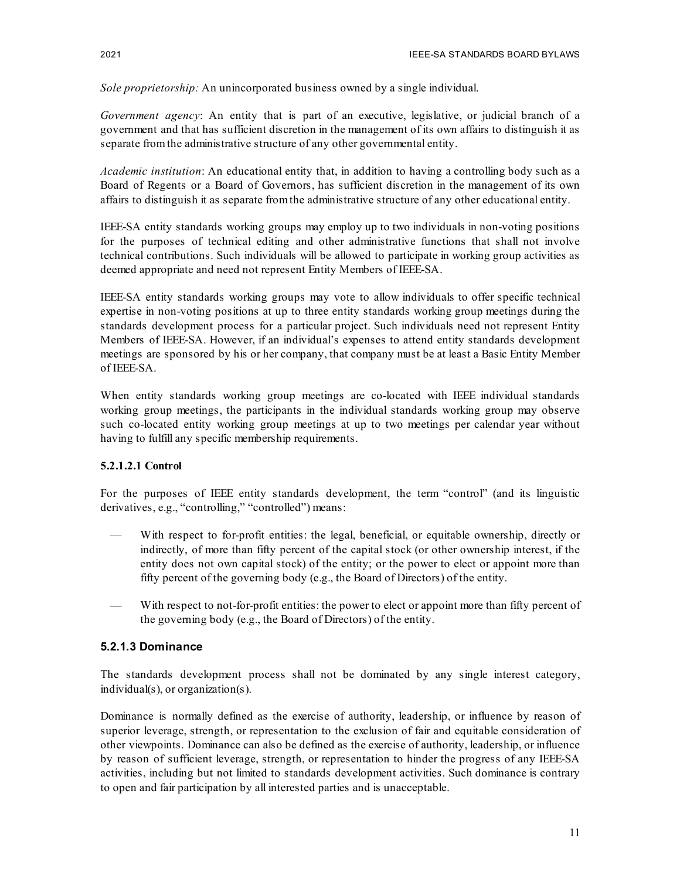*Sole proprietorship:* An unincorporated business owned by a single individual.

*Government agency*: An entity that is part of an executive, legislative, or judicial branch of a government and that has sufficient discretion in the management of its own affairs to distinguish it as separate from the administrative structure of any other governmental entity.

*Academic institution*: An educational entity that, in addition to having a controlling body such as a Board of Regents or a Board of Governors, has sufficient discretion in the management of its own affairs to distinguish it as separate from the administrative structure of any other educational entity.

IEEE-SA entity standards working groups may employ up to two individuals in non-voting positions for the purposes of technical editing and other administrative functions that shall not involve technical contributions. Such individuals will be allowed to participate in working group activities as deemed appropriate and need not represent Entity Members of IEEE-SA.

IEEE-SA entity standards working groups may vote to allow individuals to offer specific technical expertise in non-voting positions at up to three entity standards working group meetings during the standards development process for a particular project. Such individuals need not represent Entity Members of IEEE-SA. However, if an individual's expenses to attend entity standards development meetings are sponsored by his or her company, that company must be at least a Basic Entity Member of IEEE-SA.

When entity standards working group meetings are co-located with IEEE individual standards working group meetings, the participants in the individual standards working group may observe such co-located entity working group meetings at up to two meetings per calendar year without having to fulfill any specific membership requirements.

**5.2.1.2.1 Control**

For the purposes of IEEE entity standards development, the term "control" (and its linguistic derivatives, e.g., "controlling," "controlled") means:

- With respect to for-profit entities: the legal, beneficial, or equitable ownership, directly or indirectly, of more than fifty percent of the capital stock (or other ownership interest, if the entity does not own capital stock) of the entity; or the power to elect or appoint more than fifty percent of the governing body (e.g., the Board of Directors) of the entity.
- With respect to not-for-profit entities: the power to elect or appoint more than fifty percent of the governing body (e.g., the Board of Directors) of the entity.

### 5.2.1.3 Dominance

The standards development process shall not be dominated by any single interest category, individual(s), or organization(s).

Dominance is normally defined as the exercise of authority, leadership, or influence by reason of superior leverage, strength, or representation to the exclusion of fair and equitable consideration of other viewpoints. Dominance can also be defined as the exercise of authority, leadership, or influence by reason of sufficient leverage, strength, or representation to hinder the progress of any IEEE-SA activities, including but not limited to standards development activities. Such dominance is contrary to open and fair participation by all interested parties and is unacceptable.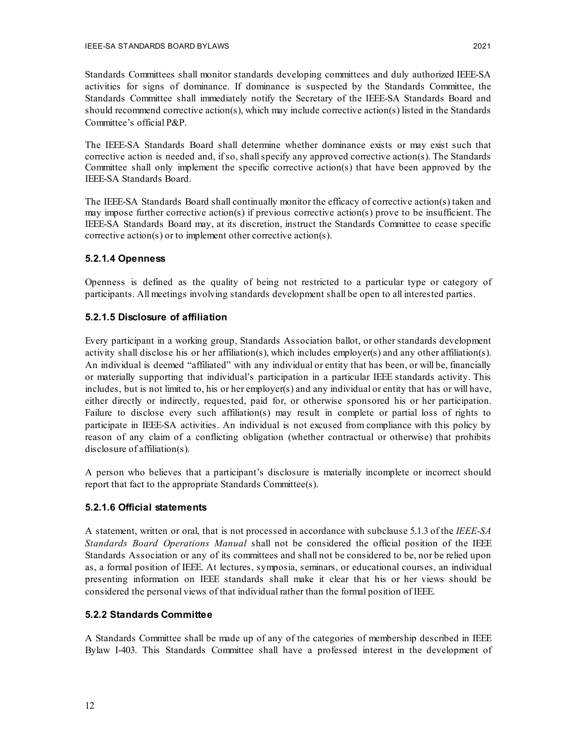Standards Committees shall monitor standards developing committees and duly authorized IEEE-SA activities for signs of dominance. If dominance is suspected by the Standards Committee, the Standards Committee shall immediately notify the Secretary of the IEEE-SA Standards Board and should recommend corrective action(s), which may include corrective action(s) listed in the Standards Committee's official P&P.

The IEEE-SA Standards Board shall determine whether dominance exists or may exist such that corrective action is needed and, if so, shall specify any approved corrective action(s). The Standards Committee shall only implement the specific corrective action(s) that have been approved by the IEEE-SA Standards Board.

The IEEE-SA Standards Board shall continually monitor the efficacy of corrective action(s) taken and may impose further corrective action(s) if previous corrective action(s) prove to be insufficient. The IEEE-SA Standards Board may, at its discretion, instruct the Standards Committee to cease specific corrective action(s) or to implement other corrective action(s).

#### 5.2.1.4 Openness

Openness is defined as the quality of being not restricted to a particular type or category of participants. All meetings involving standards development shall be open to all interested parties.

#### 5.2.1.5 Disclosure of affiliation

Every participant in a working group, Standards Association ballot, or other standards development activity shall disclose his or her affiliation(s), which includes employer(s) and any other affiliation(s). An individual is deemed "affiliated" with any individual or entity that has been, or will be, financially or materially supporting that individual's participation in a particular IEEE standards activity. This includes, but is not limited to, his or her employer(s) and any individual or entity that has or will have, either directly or indirectly, requested, paid for, or otherwise sponsored his or her participation. Failure to disclose every such affiliation(s) may result in complete or partial loss of rights to participate in IEEE-SA activities. An individual is not excused from compliance with this policy by reason of any claim of a conflicting obligation (whether contractual or otherwise) that prohibits disclosure of affiliation(s).

A person who believes that a participant's disclosure is materially incomplete or incorrect should report that fact to the appropriate Standards Committee(s).

#### 5.2.1.6 Official statements

A statement, written or oral, that is not processed in accordance with subclause 5.1.3 of the *IEEE-SA Standards Board Operations Manual* shall not be considered the official position of the IEEE Standards Association or any of its committees and shall not be considered to be, nor be relied upon as, a formal position of IEEE. At lectures, symposia, seminars, or educational courses, an individual presenting information on IEEE standards shall make it clear that his or her views should be considered the personal views of that individual rather than the formal position of IEEE.

### 5.2.2 Standards Committee

A Standards Committee shall be made up of any of the categories of membership described in IEEE Bylaw I-403. This Standards Committee shall have a professed interest in the development of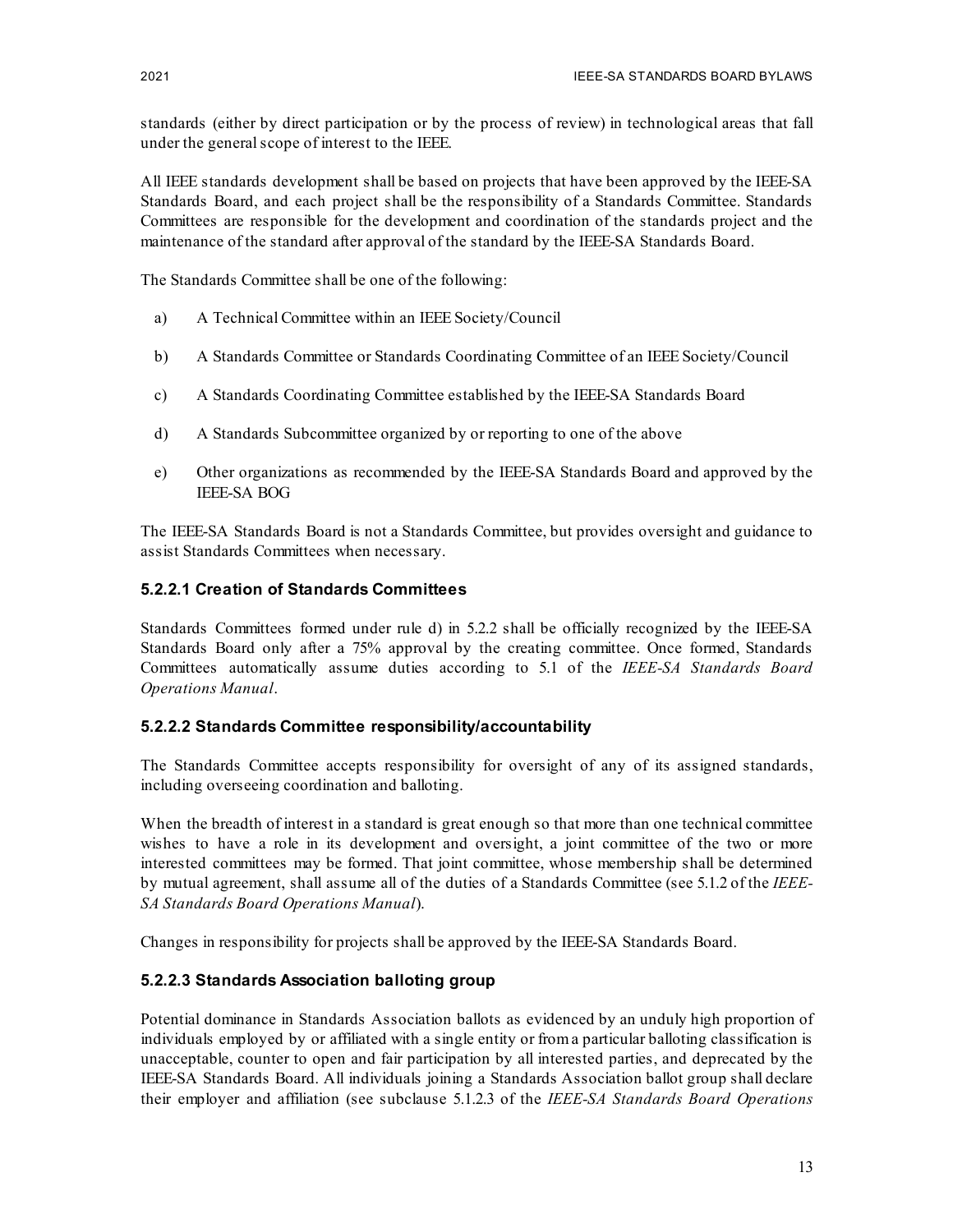standards (either by direct participation or by the process of review) in technological areas that fall under the general scope of interest to the IEEE.

All IEEE standards development shall be based on projects that have been approved by the IEEE-SA Standards Board, and each project shall be the responsibility of a Standards Committee. Standards Committees are responsible for the development and coordination of the standards project and the maintenance of the standard after approval of the standard by the IEEE-SA Standards Board.

The Standards Committee shall be one of the following:

a) A Technical Committee within an IEEE Society/Council

b) A Standards Committee or Standards Coordinating Committee of an IEEE Society/Council

c) A Standards Coordinating Committee established by the IEEE-SA Standards Board

d) A Standards Subcommittee organized by or reporting to one of the above

e) Other organizations as recommended by the IEEE-SA Standards Board and approved by the IEEE-SA BOG

The IEEE-SA Standards Board is not a Standards Committee, but provides oversight and guidance to assist Standards Committees when necessary.

### 5.2.2.1 Creation of Standards Committees

Standards Committees formed under rule d) in 5.2.2 shall be officially recognized by the IEEE-SA Standards Board only after a 75% approval by the creating committee. Once formed, Standards Committees automatically assume duties according to 5.1 of the *IEEE-SA Standards Board Operations Manual*.

### 5.2.2.2 Standards Committee responsibility/accountability

The Standards Committee accepts responsibility for oversight of any of its assigned standards, including overseeing coordination and balloting.

When the breadth of interest in a standard is great enough so that more than one technical committee wishes to have a role in its development and oversight, a joint committee of the two or more interested committees may be formed. That joint committee, whose membership shall be determined by mutual agreement, shall assume all of the duties of a Standards Committee (see 5.1.2 of the *IEEE-SA Standards Board Operations Manual*).

Changes in responsibility for projects shall be approved by the IEEE-SA Standards Board.

### 5.2.2.3 Standards Association balloting group

Potential dominance in Standards Association ballots as evidenced by an unduly high proportion of individuals employed by or affiliated with a single entity or from a particular balloting classification is unacceptable, counter to open and fair participation by all interested parties, and deprecated by the IEEE-SA Standards Board. All individuals joining a Standards Association ballot group shall declare their employer and affiliation (see subclause 5.1.2.3 of the *IEEE-SA Standards Board Operations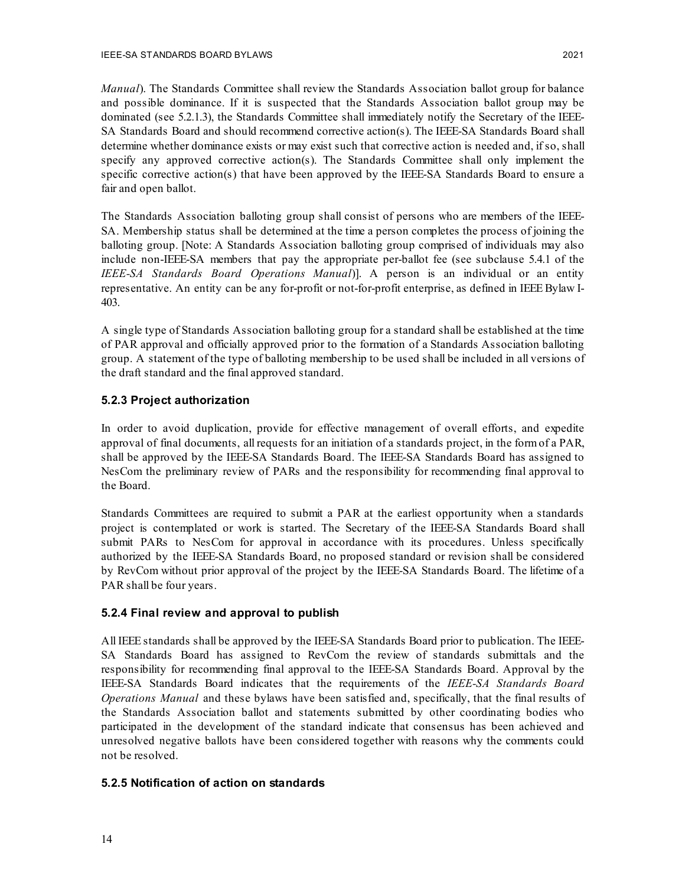*Manual*). The Standards Committee shall review the Standards Association ballot group for balance and possible dominance. If it is suspected that the Standards Association ballot group may be dominated (see 5.2.1.3), the Standards Committee shall immediately notify the Secretary of the IEEE-SA Standards Board and should recommend corrective action(s). The IEEE-SA Standards Board shall determine whether dominance exists or may exist such that corrective action is needed and, if so, shall specify any approved corrective action(s). The Standards Committee shall only implement the specific corrective action(s) that have been approved by the IEEE-SA Standards Board to ensure a fair and open ballot.

The Standards Association balloting group shall consist of persons who are members of the IEEE-SA. Membership status shall be determined at the time a person completes the process of joining the balloting group. [Note: A Standards Association balloting group comprised of individuals may also include non-IEEE-SA members that pay the appropriate per-ballot fee (see subclause 5.4.1 of the *IEEE-SA Standards Board Operations Manual*)]. A person is an individual or an entity representative. An entity can be any for-profit or not-for-profit enterprise, as defined in IEEE Bylaw I-403.

A single type of Standards Association balloting group for a standard shall be established at the time of PAR approval and officially approved prior to the formation of a Standards Association balloting group. A statement of the type of balloting membership to be used shall be included in all versions of the draft standard and the final approved standard.

### 5.2.3 Project authorization

In order to avoid duplication, provide for effective management of overall efforts, and expedite approval of final documents, all requests for an initiation of a standards project, in the form of a PAR, shall be approved by the IEEE-SA Standards Board. The IEEE-SA Standards Board has assigned to NesCom the preliminary review of PARs and the responsibility for recommending final approval to the Board.

Standards Committees are required to submit a PAR at the earliest opportunity when a standards project is contemplated or work is started. The Secretary of the IEEE-SA Standards Board shall submit PARs to NesCom for approval in accordance with its procedures. Unless specifically authorized by the IEEE-SA Standards Board, no proposed standard or revision shall be considered by RevCom without prior approval of the project by the IEEE-SA Standards Board. The lifetime of a PAR shall be four years.

### 5.2.4 Final review and approval to publish

All IEEE standards shall be approved by the IEEE-SA Standards Board prior to publication. The IEEE-SA Standards Board has assigned to RevCom the review of standards submittals and the responsibility for recommending final approval to the IEEE-SA Standards Board. Approval by the IEEE-SA Standards Board indicates that the requirements of the *IEEE-SA Standards Board Operations Manual* and these bylaws have been satisfied and, specifically, that the final results of the Standards Association ballot and statements submitted by other coordinating bodies who participated in the development of the standard indicate that consensus has been achieved and unresolved negative ballots have been considered together with reasons why the comments could not be resolved.

### 5.2.5 Notification of action on standards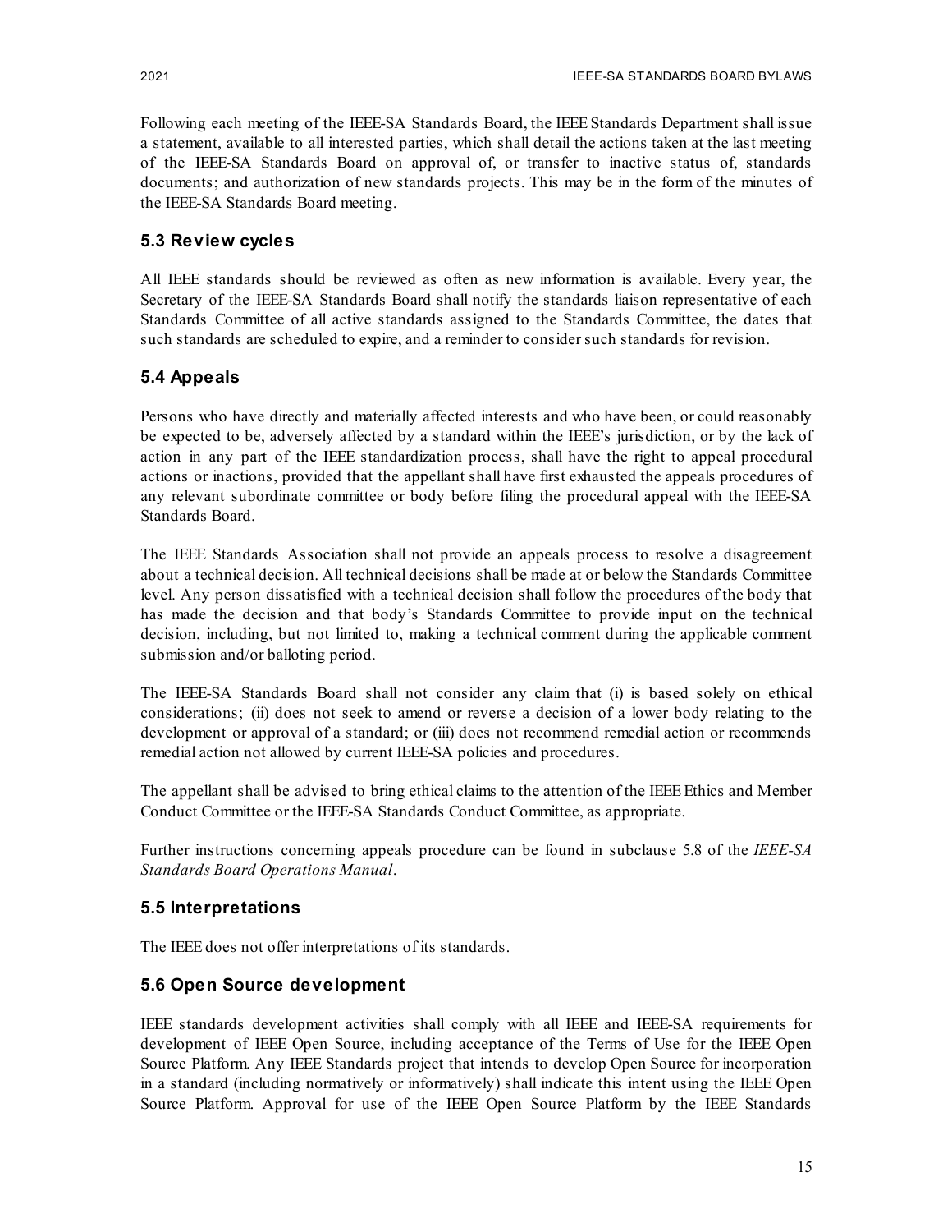Following each meeting of the IEEE-SA Standards Board, the IEEE Standards Department shall issue a statement, available to all interested parties, which shall detail the actions taken at the last meeting of the IEEE-SA Standards Board on approval of, or transfer to inactive status of, standards documents; and authorization of new standards projects. This may be in the form of the minutes of the IEEE-SA Standards Board meeting.

### 5.3 Review cycles

All IEEE standards should be reviewed as often as new information is available. Every year, the Secretary of the IEEE-SA Standards Board shall notify the standards liaison representative of each Standards Committee of all active standards assigned to the Standards Committee, the dates that such standards are scheduled to expire, and a reminder to consider such standards for revision.

### 5.4 Appeals

Persons who have directly and materially affected interests and who have been, or could reasonably be expected to be, adversely affected by a standard within the IEEE's jurisdiction, or by the lack of action in any part of the IEEE standardization process, shall have the right to appeal procedural actions or inactions, provided that the appellant shall have first exhausted the appeals procedures of any relevant subordinate committee or body before filing the procedural appeal with the IEEE-SA Standards Board.

The IEEE Standards Association shall not provide an appeals process to resolve a disagreement about a technical decision. All technical decisions shall be made at or below the Standards Committee level. Any person dissatisfied with a technical decision shall follow the procedures of the body that has made the decision and that body's Standards Committee to provide input on the technical decision, including, but not limited to, making a technical comment during the applicable comment submission and/or balloting period.

The IEEE-SA Standards Board shall not consider any claim that (i) is based solely on ethical considerations; (ii) does not seek to amend or reverse a decision of a lower body relating to the development or approval of a standard; or (iii) does not recommend remedial action or recommends remedial action not allowed by current IEEE-SA policies and procedures.

The appellant shall be advised to bring ethical claims to the attention of the IEEE Ethics and Member Conduct Committee or the IEEE-SA Standards Conduct Committee, as appropriate.

Further instructions concerning appeals procedure can be found in subclause 5.8 of the *IEEE-SA Standards Board Operations Manual*.

### 5.5 Interpretations

The IEEE does not offer interpretations of its standards.

### 5.6 Open Source development

IEEE standards development activities shall comply with all IEEE and IEEE-SA requirements for development of IEEE Open Source, including acceptance of the Terms of Use for the IEEE Open Source Platform. Any IEEE Standards project that intends to develop Open Source for incorporation in a standard (including normatively or informatively) shall indicate this intent using the IEEE Open Source Platform. Approval for use of the IEEE Open Source Platform by the IEEE Standards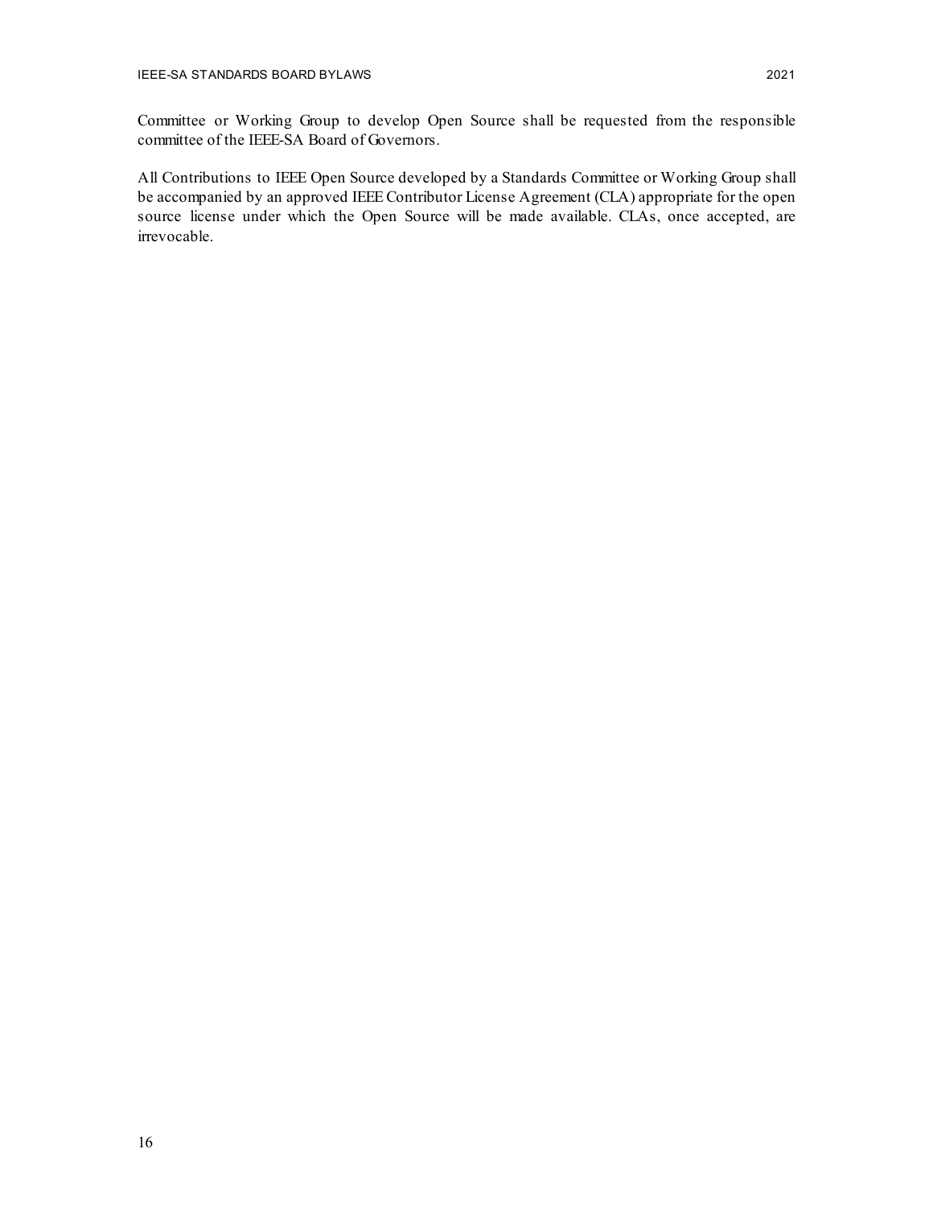Committee or Working Group to develop Open Source shall be requested from the responsible committee of the IEEE-SA Board of Governors.

All Contributions to IEEE Open Source developed by a Standards Committee or Working Group shall be accompanied by an approved IEEE Contributor License Agreement (CLA) appropriate for the open source license under which the Open Source will be made available. CLAs, once accepted, are irrevocable.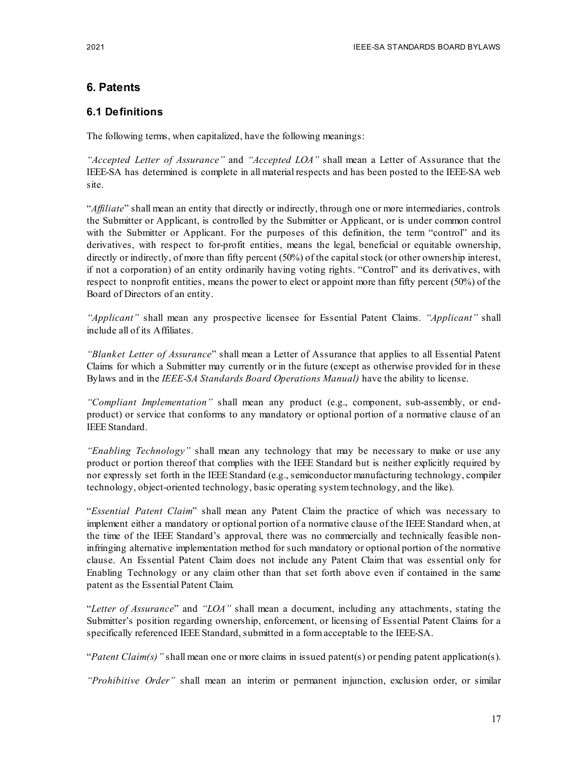## 6. Patents

### 6.1 Definitions

The following terms, when capitalized, have the following meanings:

*"Accepted Letter of Assurance"* and *"Accepted LOA"* shall mean a Letter of Assurance that the IEEE-SA has determined is complete in all material respects and has been posted to the IEEE-SA web site.

"*Affiliate*" shall mean an entity that directly or indirectly, through one or more intermediaries, controls the Submitter or Applicant, is controlled by the Submitter or Applicant, or is under common control with the Submitter or Applicant. For the purposes of this definition, the term "control" and its derivatives, with respect to for-profit entities, means the legal, beneficial or equitable ownership, directly or indirectly, of more than fifty percent (50%) of the capital stock (or other ownership interest, if not a corporation) of an entity ordinarily having voting rights. "Control" and its derivatives, with respect to nonprofit entities, means the power to elect or appoint more than fifty percent (50%) of the Board of Directors of an entity.

*"Applicant"* shall mean any prospective licensee for Essential Patent Claims. *"Applicant"* shall include all of its Affiliates.

*"Blanket Letter of Assurance*" shall mean a Letter of Assurance that applies to all Essential Patent Claims for which a Submitter may currently or in the future (except as otherwise provided for in these Bylaws and in the *IEEE-SA Standards Board Operations Manual)* have the ability to license.

*"Compliant Implementation"* shall mean any product (e.g., component, sub-assembly, or end-product) or service that conforms to any mandatory or optional portion of a normative clause of an IEEE Standard.

*"Enabling Technology"* shall mean any technology that may be necessary to make or use any product or portion thereof that complies with the IEEE Standard but is neither explicitly required by nor expressly set forth in the IEEE Standard (e.g., semiconductor manufacturing technology, compiler technology, object-oriented technology, basic operating system technology, and the like).

"*Essential Patent Claim*" shall mean any Patent Claim the practice of which was necessary to implement either a mandatory or optional portion of a normative clause of the IEEE Standard when, at the time of the IEEE Standard's approval, there was no commercially and technically feasible non-infringing alternative implementation method for such mandatory or optional portion of the normative clause. An Essential Patent Claim does not include any Patent Claim that was essential only for Enabling Technology or any claim other than that set forth above even if contained in the same patent as the Essential Patent Claim.

"*Letter of Assurance*" and *"LOA"* shall mean a document, including any attachments, stating the Submitter's position regarding ownership, enforcement, or licensing of Essential Patent Claims for a specifically referenced IEEE Standard, submitted in a form acceptable to the IEEE-SA.

"*Patent Claim(s)"* shall mean one or more claims in issued patent(s) or pending patent application(s).

*"Prohibitive Order"* shall mean an interim or permanent injunction, exclusion order, or similar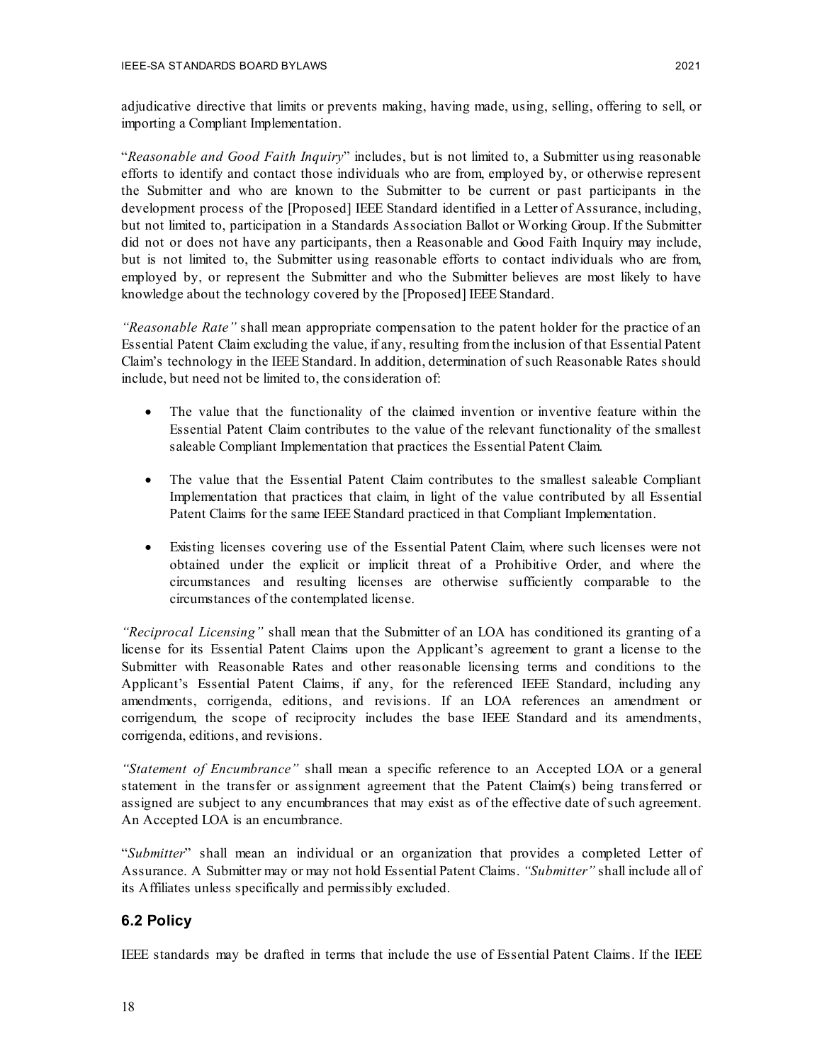adjudicative directive that limits or prevents making, having made, using, selling, offering to sell, or importing a Compliant Implementation.

"*Reasonable and Good Faith Inquiry*" includes, but is not limited to, a Submitter using reasonable efforts to identify and contact those individuals who are from, employed by, or otherwise represent the Submitter and who are known to the Submitter to be current or past participants in the development process of the [Proposed] IEEE Standard identified in a Letter of Assurance, including, but not limited to, participation in a Standards Association Ballot or Working Group. If the Submitter did not or does not have any participants, then a Reasonable and Good Faith Inquiry may include, but is not limited to, the Submitter using reasonable efforts to contact individuals who are from, employed by, or represent the Submitter and who the Submitter believes are most likely to have knowledge about the technology covered by the [Proposed] IEEE Standard.

*"Reasonable Rate"* shall mean appropriate compensation to the patent holder for the practice of an Essential Patent Claim excluding the value, if any, resulting from the inclusion of that Essential Patent Claim's technology in the IEEE Standard. In addition, determination of such Reasonable Rates should include, but need not be limited to, the consideration of:

- The value that the functionality of the claimed invention or inventive feature within the Essential Patent Claim contributes to the value of the relevant functionality of the smallest saleable Compliant Implementation that practices the Essential Patent Claim.
- The value that the Essential Patent Claim contributes to the smallest saleable Compliant Implementation that practices that claim, in light of the value contributed by all Essential Patent Claims for the same IEEE Standard practiced in that Compliant Implementation.
- Existing licenses covering use of the Essential Patent Claim, where such licenses were not obtained under the explicit or implicit threat of a Prohibitive Order, and where the circumstances and resulting licenses are otherwise sufficiently comparable to the circumstances of the contemplated license.

*"Reciprocal Licensing"* shall mean that the Submitter of an LOA has conditioned its granting of a license for its Essential Patent Claims upon the Applicant's agreement to grant a license to the Submitter with Reasonable Rates and other reasonable licensing terms and conditions to the Applicant's Essential Patent Claims, if any, for the referenced IEEE Standard, including any amendments, corrigenda, editions, and revisions. If an LOA references an amendment or corrigendum, the scope of reciprocity includes the base IEEE Standard and its amendments, corrigenda, editions, and revisions.

*"Statement of Encumbrance"* shall mean a specific reference to an Accepted LOA or a general statement in the transfer or assignment agreement that the Patent Claim(s) being transferred or assigned are subject to any encumbrances that may exist as of the effective date of such agreement. An Accepted LOA is an encumbrance.

"*Submitter*" shall mean an individual or an organization that provides a completed Letter of Assurance. A Submitter may or may not hold Essential Patent Claims. *"Submitter"* shall include all of its Affiliates unless specifically and permissibly excluded.

## 6.2 Policy

IEEE standards may be drafted in terms that include the use of Essential Patent Claims. If the IEEE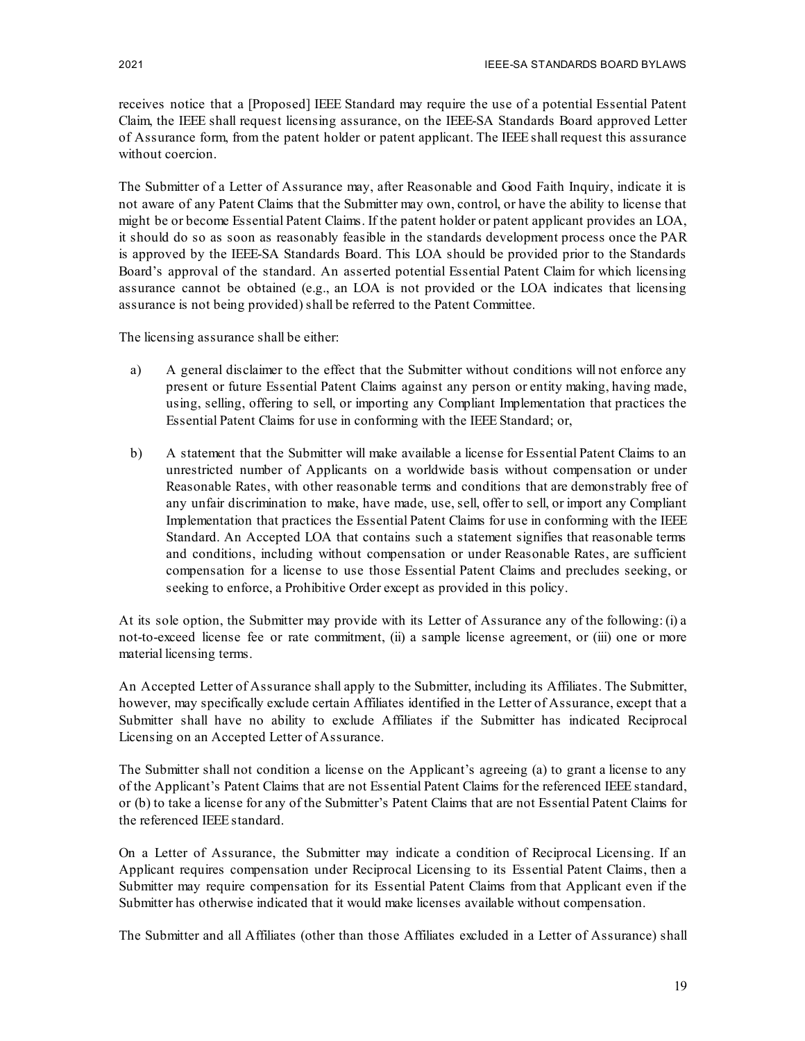receives notice that a [Proposed] IEEE Standard may require the use of a potential Essential Patent Claim, the IEEE shall request licensing assurance, on the IEEE-SA Standards Board approved Letter of Assurance form, from the patent holder or patent applicant. The IEEE shall request this assurance without coercion.

The Submitter of a Letter of Assurance may, after Reasonable and Good Faith Inquiry, indicate it is not aware of any Patent Claims that the Submitter may own, control, or have the ability to license that might be or become Essential Patent Claims. If the patent holder or patent applicant provides an LOA, it should do so as soon as reasonably feasible in the standards development process once the PAR is approved by the IEEE-SA Standards Board. This LOA should be provided prior to the Standards Board's approval of the standard. An asserted potential Essential Patent Claim for which licensing assurance cannot be obtained (e.g., an LOA is not provided or the LOA indicates that licensing assurance is not being provided) shall be referred to the Patent Committee.

The licensing assurance shall be either:

a) A general disclaimer to the effect that the Submitter without conditions will not enforce any present or future Essential Patent Claims against any person or entity making, having made, using, selling, offering to sell, or importing any Compliant Implementation that practices the Essential Patent Claims for use in conforming with the IEEE Standard; or,

b) A statement that the Submitter will make available a license for Essential Patent Claims to an unrestricted number of Applicants on a worldwide basis without compensation or under Reasonable Rates, with other reasonable terms and conditions that are demonstrably free of any unfair discrimination to make, have made, use, sell, offer to sell, or import any Compliant Implementation that practices the Essential Patent Claims for use in conforming with the IEEE Standard. An Accepted LOA that contains such a statement signifies that reasonable terms and conditions, including without compensation or under Reasonable Rates, are sufficient compensation for a license to use those Essential Patent Claims and precludes seeking, or seeking to enforce, a Prohibitive Order except as provided in this policy.

At its sole option, the Submitter may provide with its Letter of Assurance any of the following: (i) a not-to-exceed license fee or rate commitment, (ii) a sample license agreement, or (iii) one or more material licensing terms.

An Accepted Letter of Assurance shall apply to the Submitter, including its Affiliates. The Submitter, however, may specifically exclude certain Affiliates identified in the Letter of Assurance, except that a Submitter shall have no ability to exclude Affiliates if the Submitter has indicated Reciprocal Licensing on an Accepted Letter of Assurance.

The Submitter shall not condition a license on the Applicant's agreeing (a) to grant a license to any of the Applicant's Patent Claims that are not Essential Patent Claims for the referenced IEEE standard, or (b) to take a license for any of the Submitter's Patent Claims that are not Essential Patent Claims for the referenced IEEE standard.

On a Letter of Assurance, the Submitter may indicate a condition of Reciprocal Licensing. If an Applicant requires compensation under Reciprocal Licensing to its Essential Patent Claims, then a Submitter may require compensation for its Essential Patent Claims from that Applicant even if the Submitter has otherwise indicated that it would make licenses available without compensation.

The Submitter and all Affiliates (other than those Affiliates excluded in a Letter of Assurance) shall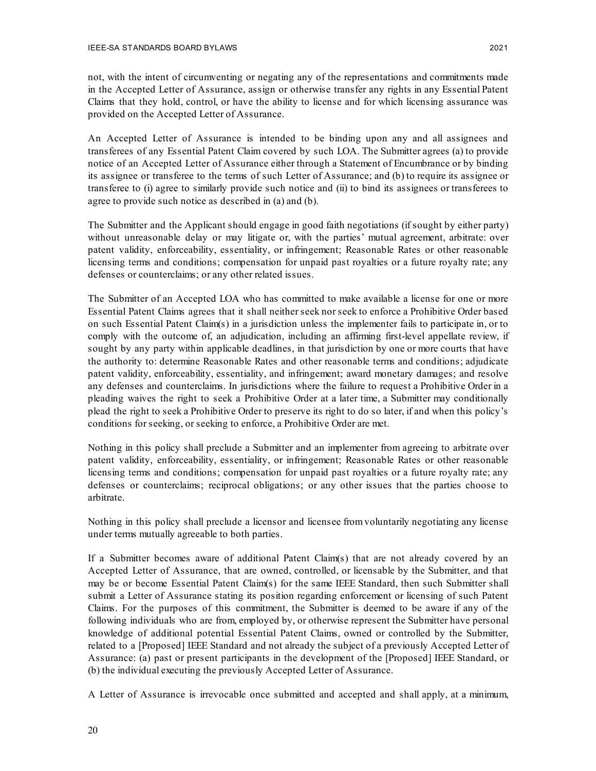not, with the intent of circumventing or negating any of the representations and commitments made in the Accepted Letter of Assurance, assign or otherwise transfer any rights in any Essential Patent Claims that they hold, control, or have the ability to license and for which licensing assurance was provided on the Accepted Letter of Assurance.

An Accepted Letter of Assurance is intended to be binding upon any and all assignees and transferees of any Essential Patent Claim covered by such LOA. The Submitter agrees (a) to provide notice of an Accepted Letter of Assurance either through a Statement of Encumbrance or by binding its assignee or transferee to the terms of such Letter of Assurance; and (b) to require its assignee or transferee to (i) agree to similarly provide such notice and (ii) to bind its assignees or transferees to agree to provide such notice as described in (a) and (b).

The Submitter and the Applicant should engage in good faith negotiations (if sought by either party) without unreasonable delay or may litigate or, with the parties' mutual agreement, arbitrate: over patent validity, enforceability, essentiality, or infringement; Reasonable Rates or other reasonable licensing terms and conditions; compensation for unpaid past royalties or a future royalty rate; any defenses or counterclaims; or any other related issues.

The Submitter of an Accepted LOA who has committed to make available a license for one or more Essential Patent Claims agrees that it shall neither seek nor seek to enforce a Prohibitive Order based on such Essential Patent Claim(s) in a jurisdiction unless the implementer fails to participate in, or to comply with the outcome of, an adjudication, including an affirming first-level appellate review, if sought by any party within applicable deadlines, in that jurisdiction by one or more courts that have the authority to: determine Reasonable Rates and other reasonable terms and conditions; adjudicate patent validity, enforceability, essentiality, and infringement; award monetary damages; and resolve any defenses and counterclaims. In jurisdictions where the failure to request a Prohibitive Order in a pleading waives the right to seek a Prohibitive Order at a later time, a Submitter may conditionally plead the right to seek a Prohibitive Order to preserve its right to do so later, if and when this policy's conditions for seeking, or seeking to enforce, a Prohibitive Order are met.

Nothing in this policy shall preclude a Submitter and an implementer from agreeing to arbitrate over patent validity, enforceability, essentiality, or infringement; Reasonable Rates or other reasonable licensing terms and conditions; compensation for unpaid past royalties or a future royalty rate; any defenses or counterclaims; reciprocal obligations; or any other issues that the parties choose to arbitrate.

Nothing in this policy shall preclude a licensor and licensee from voluntarily negotiating any license under terms mutually agreeable to both parties.

If a Submitter becomes aware of additional Patent Claim(s) that are not already covered by an Accepted Letter of Assurance, that are owned, controlled, or licensable by the Submitter, and that may be or become Essential Patent Claim(s) for the same IEEE Standard, then such Submitter shall submit a Letter of Assurance stating its position regarding enforcement or licensing of such Patent Claims. For the purposes of this commitment, the Submitter is deemed to be aware if any of the following individuals who are from, employed by, or otherwise represent the Submitter have personal knowledge of additional potential Essential Patent Claims, owned or controlled by the Submitter, related to a [Proposed] IEEE Standard and not already the subject of a previously Accepted Letter of Assurance: (a) past or present participants in the development of the [Proposed] IEEE Standard, or (b) the individual executing the previously Accepted Letter of Assurance.

A Letter of Assurance is irrevocable once submitted and accepted and shall apply, at a minimum,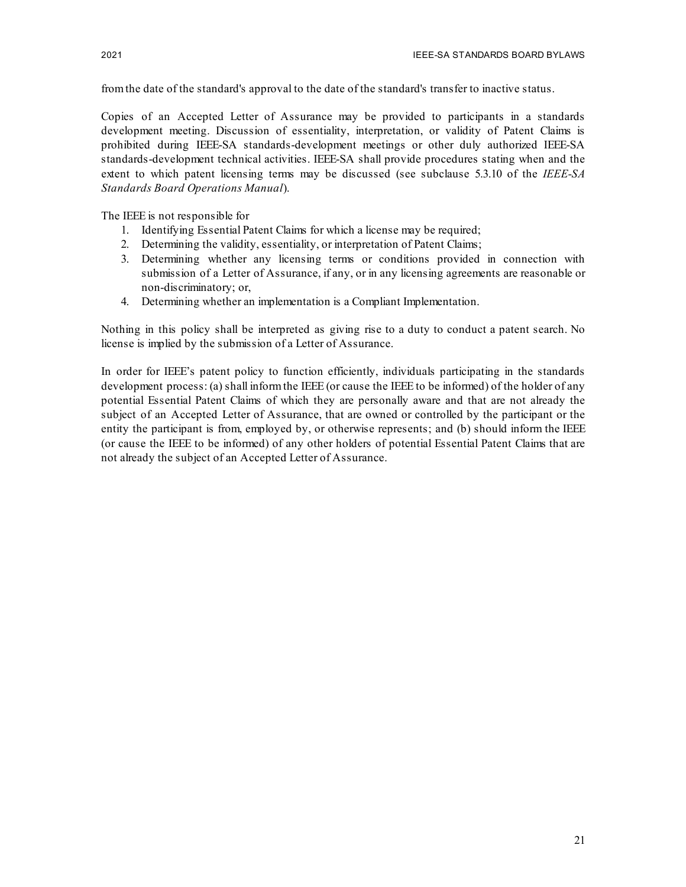from the date of the standard's approval to the date of the standard's transfer to inactive status.

Copies of an Accepted Letter of Assurance may be provided to participants in a standards development meeting. Discussion of essentiality, interpretation, or validity of Patent Claims is prohibited during IEEE-SA standards-development meetings or other duly authorized IEEE-SA standards-development technical activities. IEEE-SA shall provide procedures stating when and the extent to which patent licensing terms may be discussed (see subclause 5.3.10 of the *IEEE-SA Standards Board Operations Manual*).

The IEEE is not responsible for

1. Identifying Essential Patent Claims for which a license may be required;
2. Determining the validity, essentiality, or interpretation of Patent Claims;
3. Determining whether any licensing terms or conditions provided in connection with submission of a Letter of Assurance, if any, or in any licensing agreements are reasonable or non-discriminatory; or,
4. Determining whether an implementation is a Compliant Implementation.

Nothing in this policy shall be interpreted as giving rise to a duty to conduct a patent search. No license is implied by the submission of a Letter of Assurance.

In order for IEEE's patent policy to function efficiently, individuals participating in the standards development process: (a) shall inform the IEEE (or cause the IEEE to be informed) of the holder of any potential Essential Patent Claims of which they are personally aware and that are not already the subject of an Accepted Letter of Assurance, that are owned or controlled by the participant or the entity the participant is from, employed by, or otherwise represents; and (b) should inform the IEEE (or cause the IEEE to be informed) of any other holders of potential Essential Patent Claims that are not already the subject of an Accepted Letter of Assurance.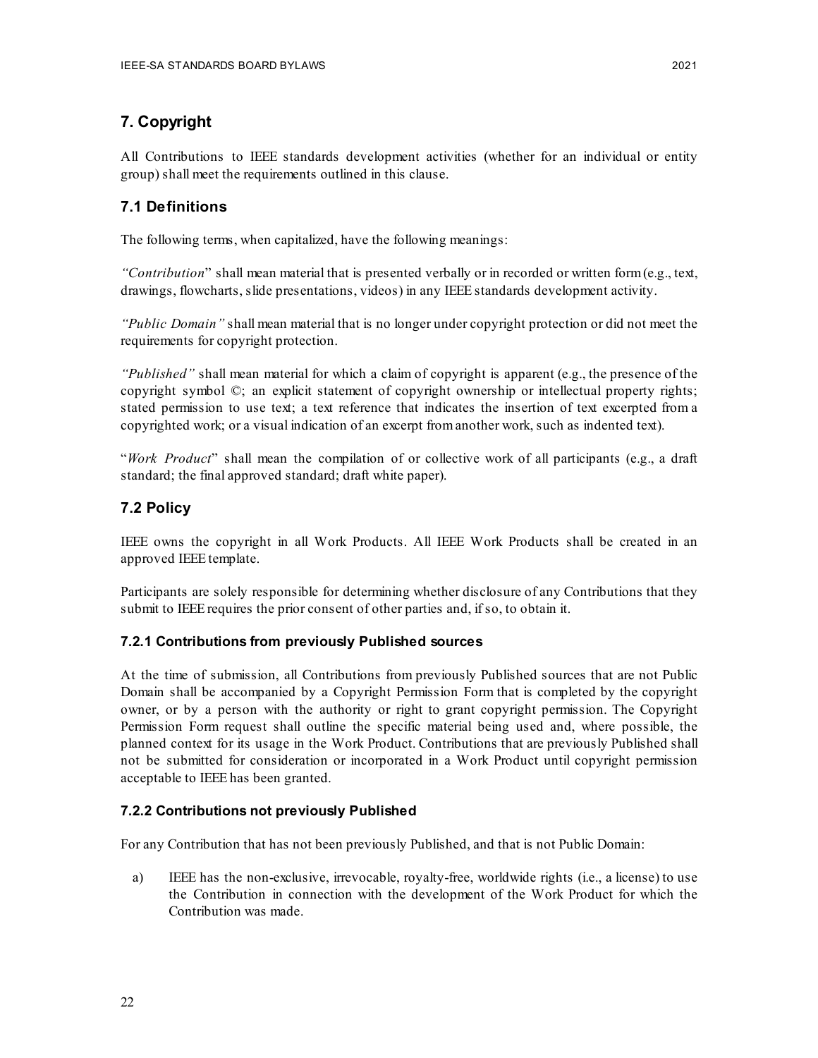# 7. Copyright

All Contributions to IEEE standards development activities (whether for an individual or entity group) shall meet the requirements outlined in this clause.

## 7.1 Definitions

The following terms, when capitalized, have the following meanings:

*"Contribution"* shall mean material that is presented verbally or in recorded or written form (e.g., text, drawings, flowcharts, slide presentations, videos) in any IEEE standards development activity.

*"Public Domain"* shall mean material that is no longer under copyright protection or did not meet the requirements for copyright protection.

*"Published"* shall mean material for which a claim of copyright is apparent (e.g., the presence of the copyright symbol ©; an explicit statement of copyright ownership or intellectual property rights; stated permission to use text; a text reference that indicates the insertion of text excerpted from a copyrighted work; or a visual indication of an excerpt from another work, such as indented text).

"*Work Product*" shall mean the compilation of or collective work of all participants (e.g., a draft standard; the final approved standard; draft white paper).

## 7.2 Policy

IEEE owns the copyright in all Work Products. All IEEE Work Products shall be created in an approved IEEE template.

Participants are solely responsible for determining whether disclosure of any Contributions that they submit to IEEE requires the prior consent of other parties and, if so, to obtain it.

### 7.2.1 Contributions from previously Published sources

At the time of submission, all Contributions from previously Published sources that are not Public Domain shall be accompanied by a Copyright Permission Form that is completed by the copyright owner, or by a person with the authority or right to grant copyright permission. The Copyright Permission Form request shall outline the specific material being used and, where possible, the planned context for its usage in the Work Product. Contributions that are previously Published shall not be submitted for consideration or incorporated in a Work Product until copyright permission acceptable to IEEE has been granted.

### 7.2.2 Contributions not previously Published

For any Contribution that has not been previously Published, and that is not Public Domain:

a) IEEE has the non-exclusive, irrevocable, royalty-free, worldwide rights (i.e., a license) to use the Contribution in connection with the development of the Work Product for which the Contribution was made.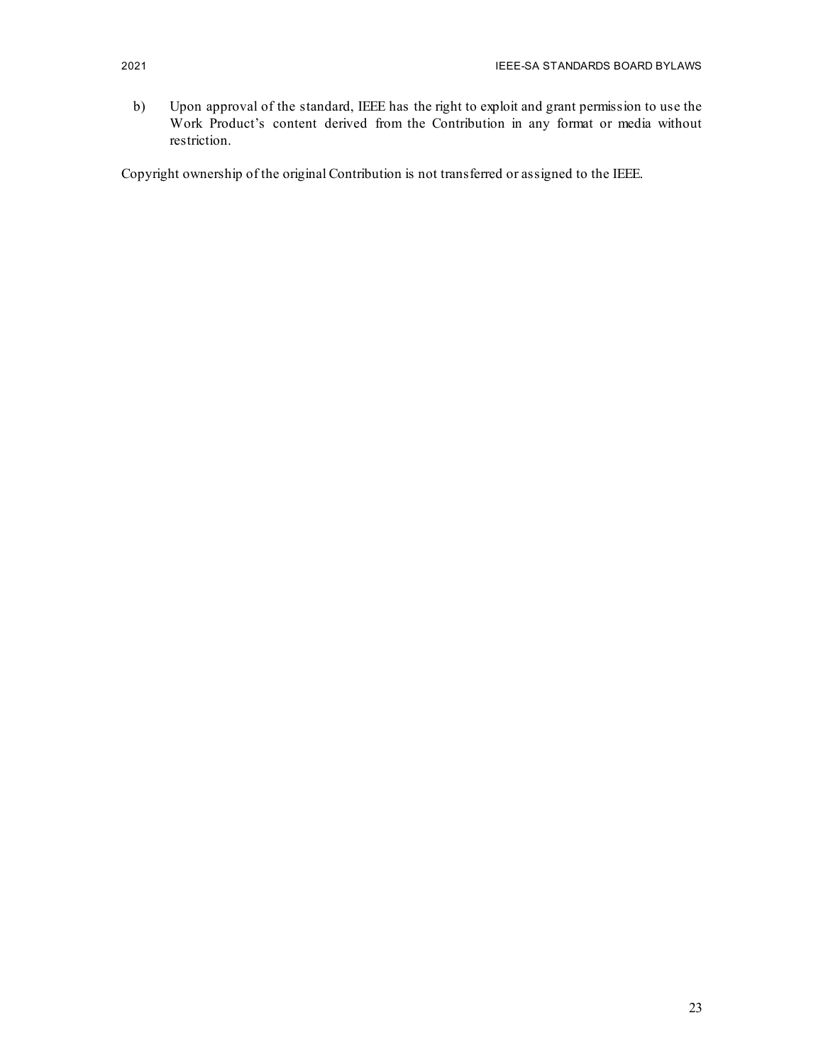b) Upon approval of the standard, IEEE has the right to exploit and grant permission to use the Work Product's content derived from the Contribution in any format or media without restriction.

Copyright ownership of the original Contribution is not transferred or assigned to the IEEE.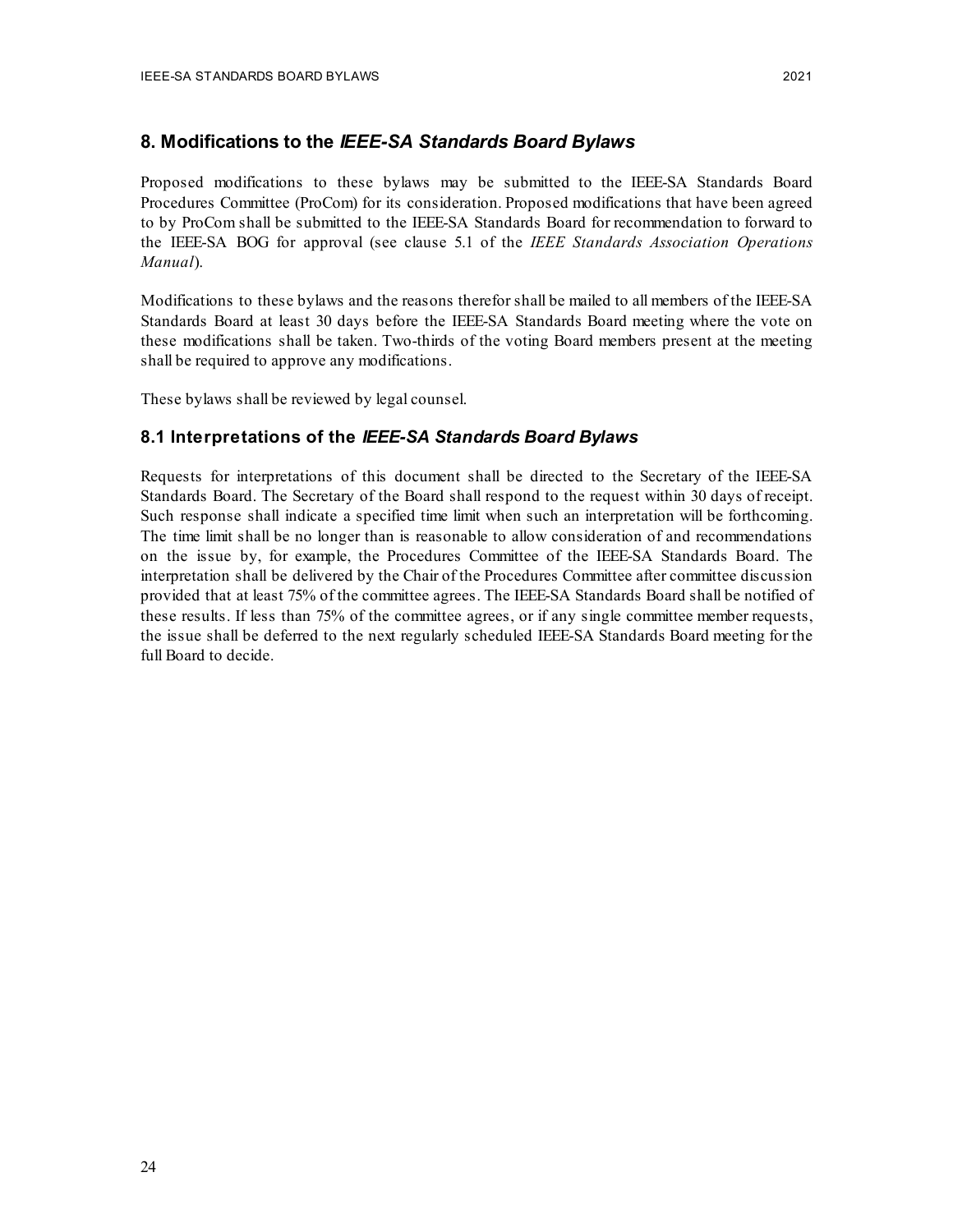## 8. Modifications to the *IEEE-SA Standards Board Bylaws*

Proposed modifications to these bylaws may be submitted to the IEEE-SA Standards Board Procedures Committee (ProCom) for its consideration. Proposed modifications that have been agreed to by ProCom shall be submitted to the IEEE-SA Standards Board for recommendation to forward to the IEEE-SA BOG for approval (see clause 5.1 of the *IEEE Standards Association Operations Manual*).

Modifications to these bylaws and the reasons therefor shall be mailed to all members of the IEEE-SA Standards Board at least 30 days before the IEEE-SA Standards Board meeting where the vote on these modifications shall be taken. Two-thirds of the voting Board members present at the meeting shall be required to approve any modifications.

These bylaws shall be reviewed by legal counsel.

### 8.1 Interpretations of the *IEEE-SA Standards Board Bylaws*

Requests for interpretations of this document shall be directed to the Secretary of the IEEE-SA Standards Board. The Secretary of the Board shall respond to the request within 30 days of receipt. Such response shall indicate a specified time limit when such an interpretation will be forthcoming. The time limit shall be no longer than is reasonable to allow consideration of and recommendations on the issue by, for example, the Procedures Committee of the IEEE-SA Standards Board. The interpretation shall be delivered by the Chair of the Procedures Committee after committee discussion provided that at least 75% of the committee agrees. The IEEE-SA Standards Board shall be notified of these results. If less than 75% of the committee agrees, or if any single committee member requests, the issue shall be deferred to the next regularly scheduled IEEE-SA Standards Board meeting for the full Board to decide.